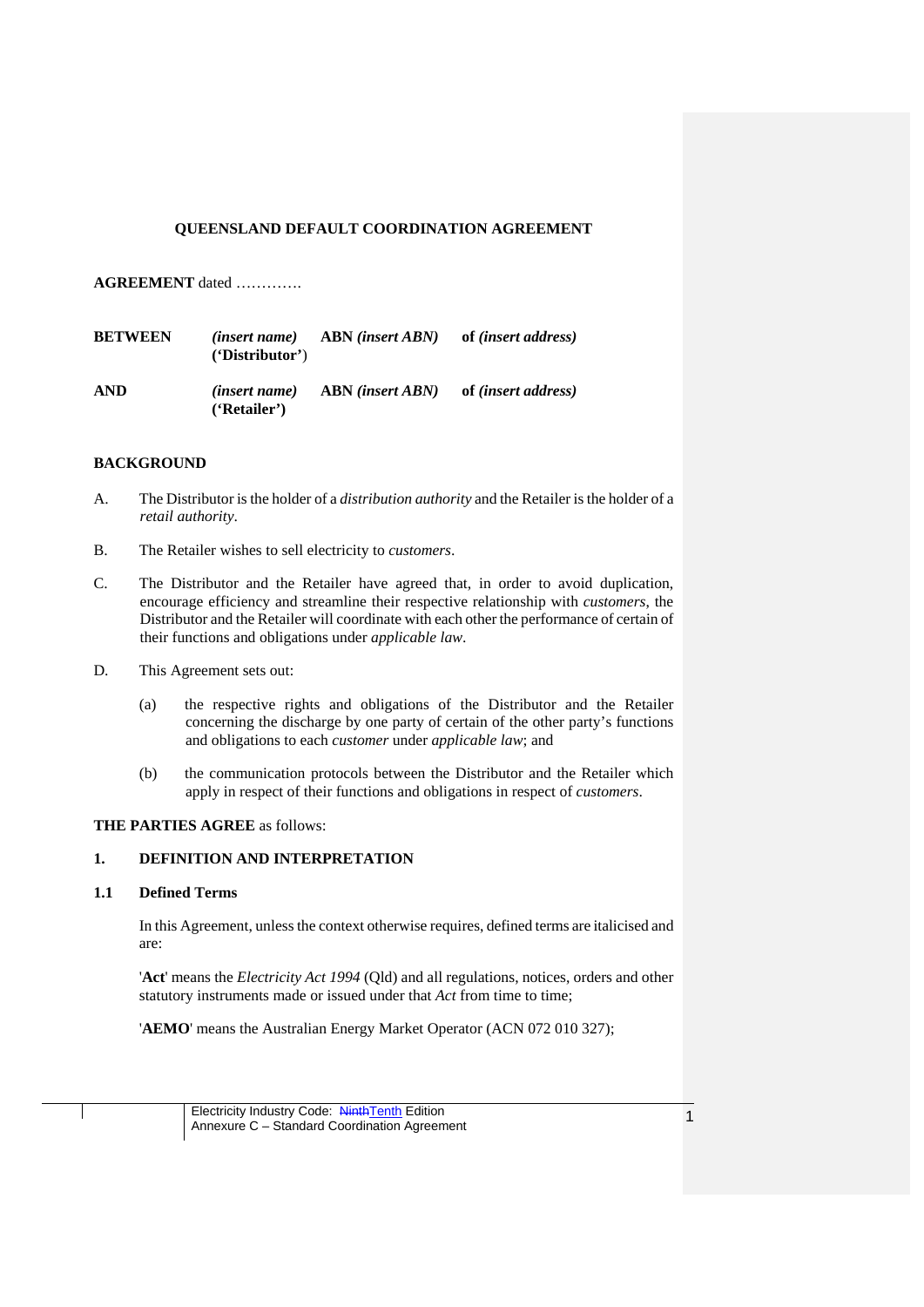# QUEENSLAND DEFAULT COORDINATION AGREEMENT

**AGREEMENT** dated ………….

| | | | |
|---|---|---|---|
| **BETWEEN** | *(insert name)* **('Distributor')** | **ABN** *(insert ABN)* | **of** *(insert address)* |
| **AND** | *(insert name)* **('Retailer')** | **ABN** *(insert ABN)* | **of** *(insert address)* |

**BACKGROUND**

A. The Distributor is the holder of a *distribution authority* and the Retailer is the holder of a *retail authority*.

B. The Retailer wishes to sell electricity to *customers*.

C. The Distributor and the Retailer have agreed that, in order to avoid duplication, encourage efficiency and streamline their respective relationship with *customers*, the Distributor and the Retailer will coordinate with each other the performance of certain of their functions and obligations under *applicable law*.

D. This Agreement sets out:

   (a) the respective rights and obligations of the Distributor and the Retailer concerning the discharge by one party of certain of the other party's functions and obligations to each *customer* under *applicable law*; and

   (b) the communication protocols between the Distributor and the Retailer which apply in respect of their functions and obligations in respect of *customers*.

**THE PARTIES AGREE** as follows:

## 1. DEFINITION AND INTERPRETATION

### 1.1 Defined Terms

In this Agreement, unless the context otherwise requires, defined terms are italicised and are:

'**Act**' means the *Electricity Act 1994* (Qld) and all regulations, notices, orders and other statutory instruments made or issued under that *Act* from time to time;

'**AEMO**' means the Australian Energy Market Operator (ACN 072 010 327);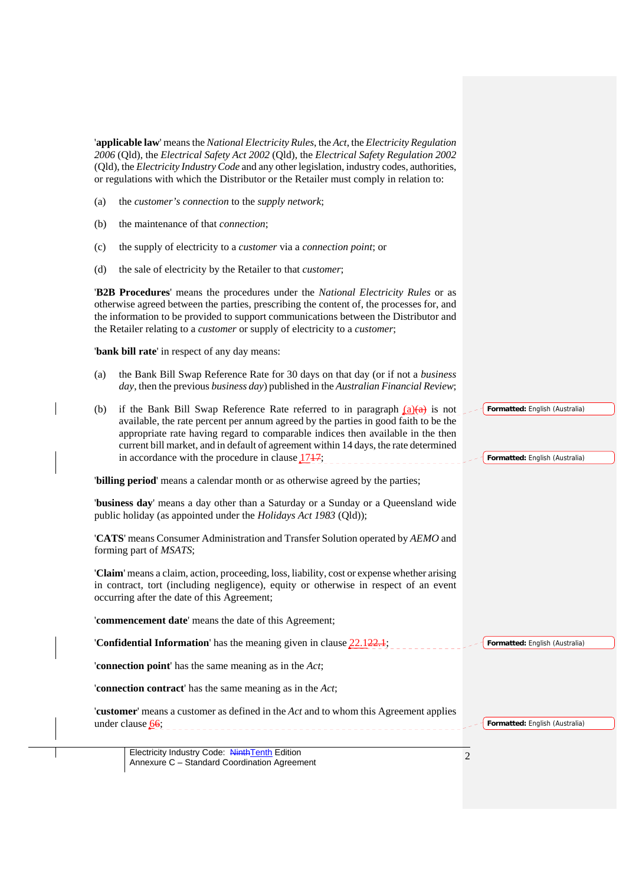'**applicable law**' means the *National Electricity Rules*, the *Act*, the *Electricity Regulation 2006* (Qld), the *Electrical Safety Act 2002* (Qld), the *Electrical Safety Regulation 2002* (Qld), the *Electricity Industry Code* and any other legislation, industry codes, authorities, or regulations with which the Distributor or the Retailer must comply in relation to:

(a) the *customer's connection* to the *supply network*;

(b) the maintenance of that *connection*;

(c) the supply of electricity to a *customer* via a *connection point*; or

(d) the sale of electricity by the Retailer to that *customer*;

'**B2B Procedures**' means the procedures under the *National Electricity Rules* or as otherwise agreed between the parties, prescribing the content of, the processes for, and the information to be provided to support communications between the Distributor and the Retailer relating to a *customer* or supply of electricity to a *customer*;

'**bank bill rate**' in respect of any day means:

(a) the Bank Bill Swap Reference Rate for 30 days on that day (or if not a *business day*, then the previous *business day*) published in the *Australian Financial Review*;

(b) if the Bank Bill Swap Reference Rate referred to in paragraph (a)~~(a)~~ is not available, the rate percent per annum agreed by the parties in good faith to be the appropriate rate having regard to comparable indices then available in the then current bill market, and in default of agreement within 14 days, the rate determined in accordance with the procedure in clause 17~~17~~;

'**billing period**' means a calendar month or as otherwise agreed by the parties;

'**business day**' means a day other than a Saturday or a Sunday or a Queensland wide public holiday (as appointed under the *Holidays Act 1983* (Qld));

'**CATS**' means Consumer Administration and Transfer Solution operated by *AEMO* and forming part of *MSATS*;

'**Claim**' means a claim, action, proceeding, loss, liability, cost or expense whether arising in contract, tort (including negligence), equity or otherwise in respect of an event occurring after the date of this Agreement;

'**commencement date**' means the date of this Agreement;

'**Confidential Information**' has the meaning given in clause 22.1~~22.1~~;

'**connection point**' has the same meaning as in the *Act*;

'**connection contract**' has the same meaning as in the *Act*;

'**customer**' means a customer as defined in the *Act* and to whom this Agreement applies under clause 6~~6~~;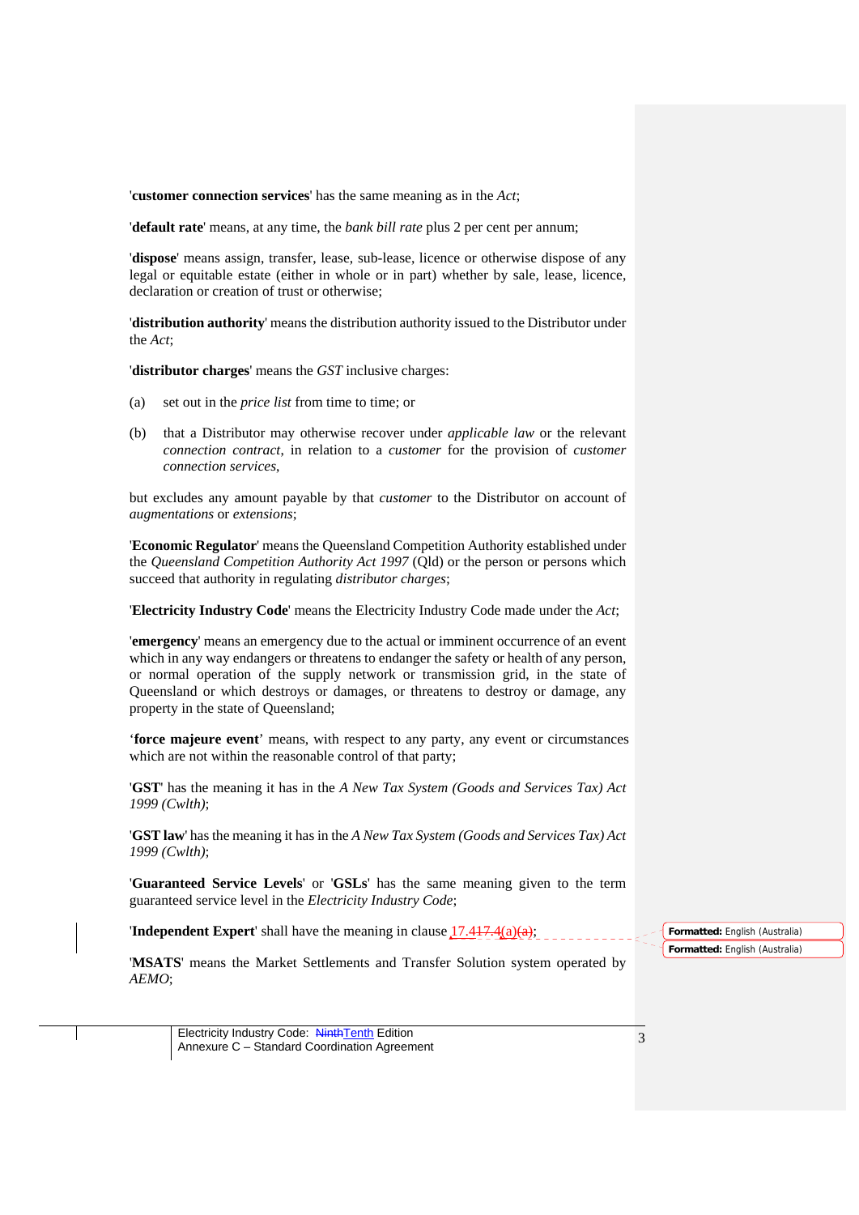'**customer connection services**' has the same meaning as in the *Act*;

'**default rate**' means, at any time, the *bank bill rate* plus 2 per cent per annum;

'**dispose**' means assign, transfer, lease, sub-lease, licence or otherwise dispose of any legal or equitable estate (either in whole or in part) whether by sale, lease, licence, declaration or creation of trust or otherwise;

'**distribution authority**' means the distribution authority issued to the Distributor under the *Act*;

'**distributor charges**' means the *GST* inclusive charges:

(a) set out in the *price list* from time to time; or

(b) that a Distributor may otherwise recover under *applicable law* or the relevant *connection contract*, in relation to a *customer* for the provision of *customer connection services*,

but excludes any amount payable by that *customer* to the Distributor on account of *augmentations* or *extensions*;

'**Economic Regulator**' means the Queensland Competition Authority established under the *Queensland Competition Authority Act 1997* (Qld) or the person or persons which succeed that authority in regulating *distributor charges*;

'**Electricity Industry Code**' means the Electricity Industry Code made under the *Act*;

'**emergency**' means an emergency due to the actual or imminent occurrence of an event which in any way endangers or threatens to endanger the safety or health of any person, or normal operation of the supply network or transmission grid, in the state of Queensland or which destroys or damages, or threatens to destroy or damage, any property in the state of Queensland;

'**force majeure event**' means, with respect to any party, any event or circumstances which are not within the reasonable control of that party;

'**GST**' has the meaning it has in the *A New Tax System (Goods and Services Tax) Act 1999 (Cwlth)*;

'**GST law**' has the meaning it has in the *A New Tax System (Goods and Services Tax) Act 1999 (Cwlth)*;

'**Guaranteed Service Levels**' or '**GSLs**' has the same meaning given to the term guaranteed service level in the *Electricity Industry Code*;

'**Independent Expert**' shall have the meaning in clause 17.4(a);

'**MSATS**' means the Market Settlements and Transfer Solution system operated by *AEMO*;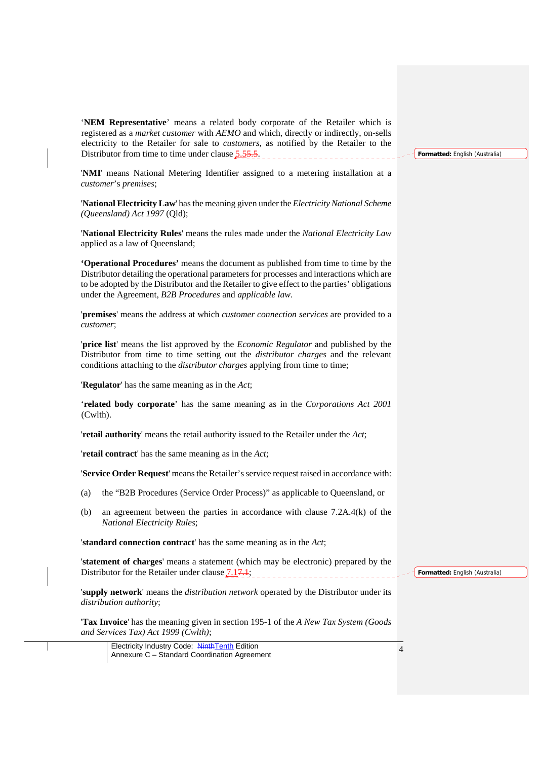'**NEM Representative**' means a related body corporate of the Retailer which is registered as a *market customer* with *AEMO* and which, directly or indirectly, on-sells electricity to the Retailer for sale to *customers*, as notified by the Retailer to the Distributor from time to time under clause 5.55.5.

'**NMI**' means National Metering Identifier assigned to a metering installation at a *customer*'s *premises*;

'**National Electricity Law**' has the meaning given under the *Electricity National Scheme (Queensland) Act 1997* (Qld);

'**National Electricity Rules**' means the rules made under the *National Electricity Law* applied as a law of Queensland;

**'Operational Procedures'** means the document as published from time to time by the Distributor detailing the operational parameters for processes and interactions which are to be adopted by the Distributor and the Retailer to give effect to the parties' obligations under the Agreement, *B2B Procedures* and *applicable law*.

'**premises**' means the address at which *customer connection services* are provided to a *customer*;

'**price list**' means the list approved by the *Economic Regulator* and published by the Distributor from time to time setting out the *distributor charges* and the relevant conditions attaching to the *distributor charges* applying from time to time;

'**Regulator**' has the same meaning as in the *Act*;

'**related body corporate**' has the same meaning as in the *Corporations Act 2001* (Cwlth).

'**retail authority**' means the retail authority issued to the Retailer under the *Act*;

'**retail contract**' has the same meaning as in the *Act*;

'**Service Order Request**' means the Retailer's service request raised in accordance with:

(a) the "B2B Procedures (Service Order Process)" as applicable to Queensland, or

(b) an agreement between the parties in accordance with clause 7.2A.4(k) of the *National Electricity Rules*;

'**standard connection contract**' has the same meaning as in the *Act*;

'**statement of charges**' means a statement (which may be electronic) prepared by the Distributor for the Retailer under clause 7.17.1;

'**supply network**' means the *distribution network* operated by the Distributor under its *distribution authority*;

'**Tax Invoice**' has the meaning given in section 195-1 of the *A New Tax System (Goods and Services Tax) Act 1999 (Cwlth)*;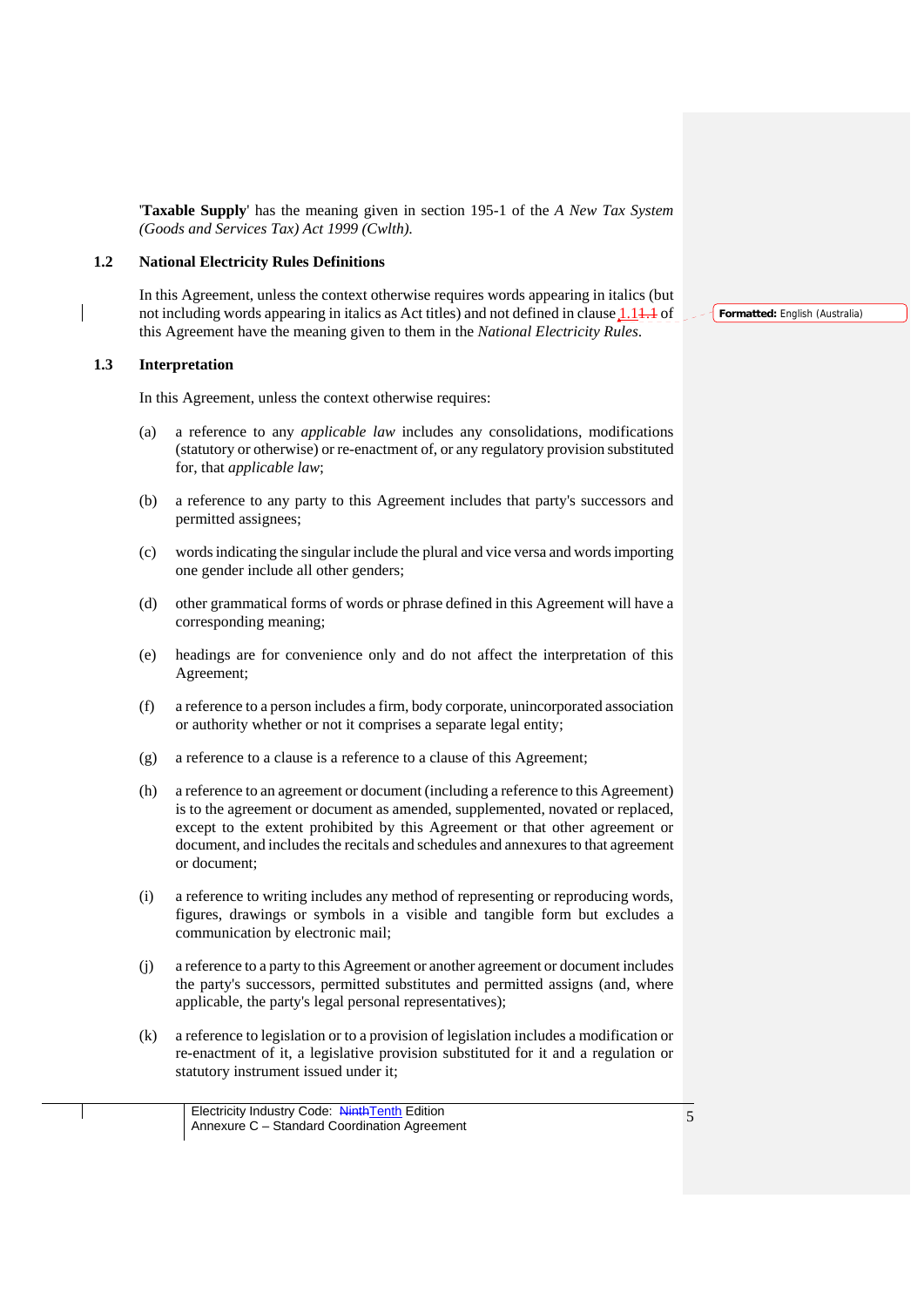'**Taxable Supply**' has the meaning given in section 195-1 of the *A New Tax System (Goods and Services Tax) Act 1999 (Cwlth).*

### 1.2 National Electricity Rules Definitions

In this Agreement, unless the context otherwise requires words appearing in italics (but not including words appearing in italics as Act titles) and not defined in clause 1.11.1 of this Agreement have the meaning given to them in the *National Electricity Rules*.

### 1.3 Interpretation

In this Agreement, unless the context otherwise requires:

(a) a reference to any *applicable law* includes any consolidations, modifications (statutory or otherwise) or re-enactment of, or any regulatory provision substituted for, that *applicable law*;

(b) a reference to any party to this Agreement includes that party's successors and permitted assignees;

(c) words indicating the singular include the plural and vice versa and words importing one gender include all other genders;

(d) other grammatical forms of words or phrase defined in this Agreement will have a corresponding meaning;

(e) headings are for convenience only and do not affect the interpretation of this Agreement;

(f) a reference to a person includes a firm, body corporate, unincorporated association or authority whether or not it comprises a separate legal entity;

(g) a reference to a clause is a reference to a clause of this Agreement;

(h) a reference to an agreement or document (including a reference to this Agreement) is to the agreement or document as amended, supplemented, novated or replaced, except to the extent prohibited by this Agreement or that other agreement or document, and includes the recitals and schedules and annexures to that agreement or document;

(i) a reference to writing includes any method of representing or reproducing words, figures, drawings or symbols in a visible and tangible form but excludes a communication by electronic mail;

(j) a reference to a party to this Agreement or another agreement or document includes the party's successors, permitted substitutes and permitted assigns (and, where applicable, the party's legal personal representatives);

(k) a reference to legislation or to a provision of legislation includes a modification or re-enactment of it, a legislative provision substituted for it and a regulation or statutory instrument issued under it;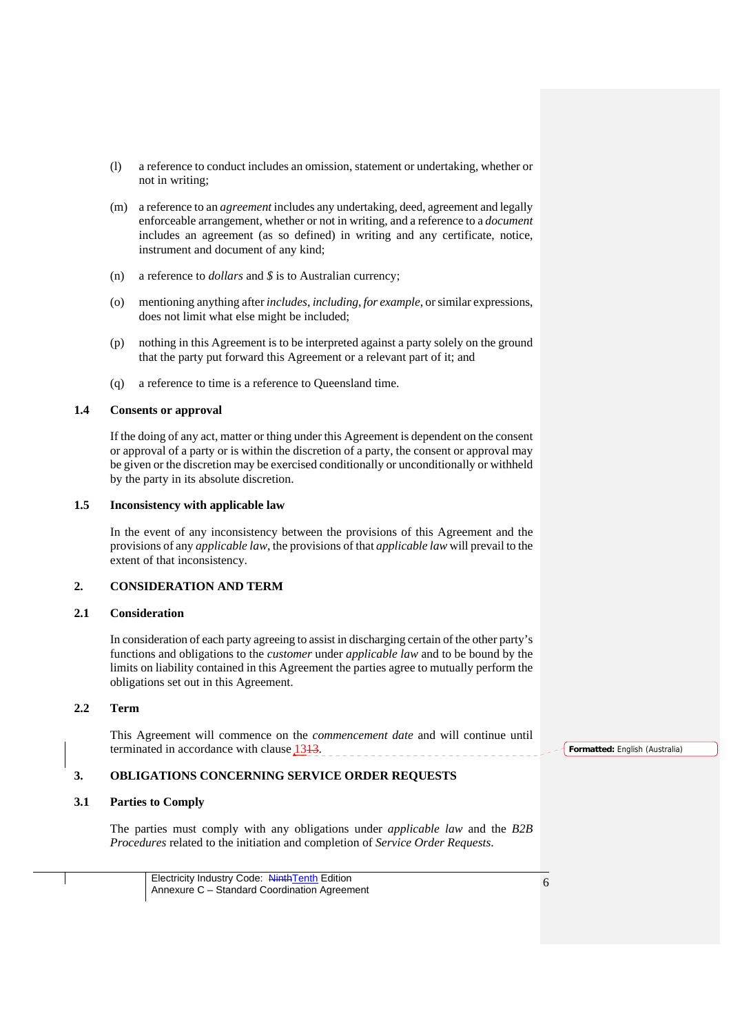(l) a reference to conduct includes an omission, statement or undertaking, whether or not in writing;

(m) a reference to an *agreement* includes any undertaking, deed, agreement and legally enforceable arrangement, whether or not in writing, and a reference to a *document* includes an agreement (as so defined) in writing and any certificate, notice, instrument and document of any kind;

(n) a reference to *dollars* and *$* is to Australian currency;

(o) mentioning anything after *includes*, *including*, *for example*, or similar expressions, does not limit what else might be included;

(p) nothing in this Agreement is to be interpreted against a party solely on the ground that the party put forward this Agreement or a relevant part of it; and

(q) a reference to time is a reference to Queensland time.

### 1.4 Consents or approval

If the doing of any act, matter or thing under this Agreement is dependent on the consent or approval of a party or is within the discretion of a party, the consent or approval may be given or the discretion may be exercised conditionally or unconditionally or withheld by the party in its absolute discretion.

### 1.5 Inconsistency with applicable law

In the event of any inconsistency between the provisions of this Agreement and the provisions of any *applicable law*, the provisions of that *applicable law* will prevail to the extent of that inconsistency.

## 2. CONSIDERATION AND TERM

### 2.1 Consideration

In consideration of each party agreeing to assist in discharging certain of the other party's functions and obligations to the *customer* under *applicable law* and to be bound by the limits on liability contained in this Agreement the parties agree to mutually perform the obligations set out in this Agreement.

### 2.2 Term

This Agreement will commence on the *commencement date* and will continue until terminated in accordance with clause 1313.

## 3. OBLIGATIONS CONCERNING SERVICE ORDER REQUESTS

### 3.1 Parties to Comply

The parties must comply with any obligations under *applicable law* and the *B2B Procedures* related to the initiation and completion of *Service Order Requests*.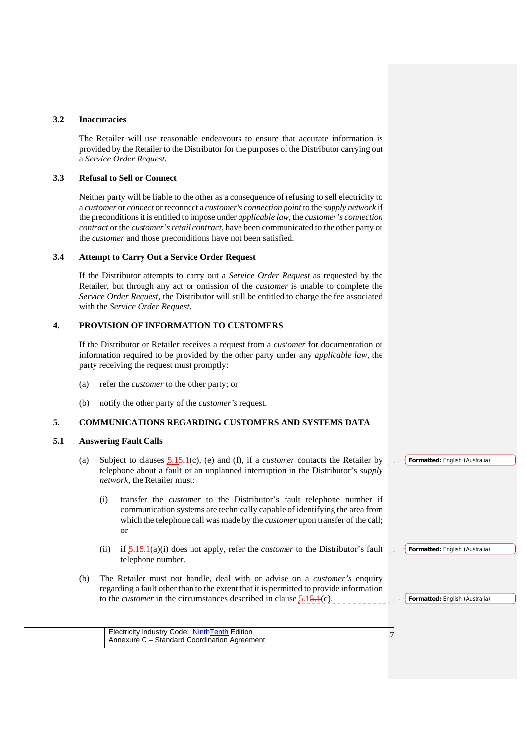### 3.2 Inaccuracies

The Retailer will use reasonable endeavours to ensure that accurate information is provided by the Retailer to the Distributor for the purposes of the Distributor carrying out a *Service Order Request.*

### 3.3 Refusal to Sell or Connect

Neither party will be liable to the other as a consequence of refusing to sell electricity to a *customer* or *connect* or reconnect a *customer's connection point* to the *supply network* if the preconditions it is entitled to impose under *applicable law*, the *customer's connection contract* or the *customer's retail contract*, have been communicated to the other party or the *customer* and those preconditions have not been satisfied.

### 3.4 Attempt to Carry Out a Service Order Request

If the Distributor attempts to carry out a *Service Order Request* as requested by the Retailer, but through any act or omission of the *customer* is unable to complete the *Service Order Request*, the Distributor will still be entitled to charge the fee associated with the *Service Order Request.*

## 4. PROVISION OF INFORMATION TO CUSTOMERS

If the Distributor or Retailer receives a request from a *customer* for documentation or information required to be provided by the other party under any *applicable law*, the party receiving the request must promptly:

(a) refer the *customer* to the other party; or

(b) notify the other party of the *customer's* request.

## 5. COMMUNICATIONS REGARDING CUSTOMERS AND SYSTEMS DATA

### 5.1 Answering Fault Calls

(a) Subject to clauses 5.15.1(c), (e) and (f), if a *customer* contacts the Retailer by telephone about a fault or an unplanned interruption in the Distributor's *supply network*, the Retailer must:

(i) transfer the *customer* to the Distributor's fault telephone number if communication systems are technically capable of identifying the area from which the telephone call was made by the *customer* upon transfer of the call; or

(ii) if 5.15.1(a)(i) does not apply, refer the *customer* to the Distributor's fault telephone number.

(b) The Retailer must not handle, deal with or advise on a *customer's* enquiry regarding a fault other than to the extent that it is permitted to provide information to the *customer* in the circumstances described in clause 5.15.1(c).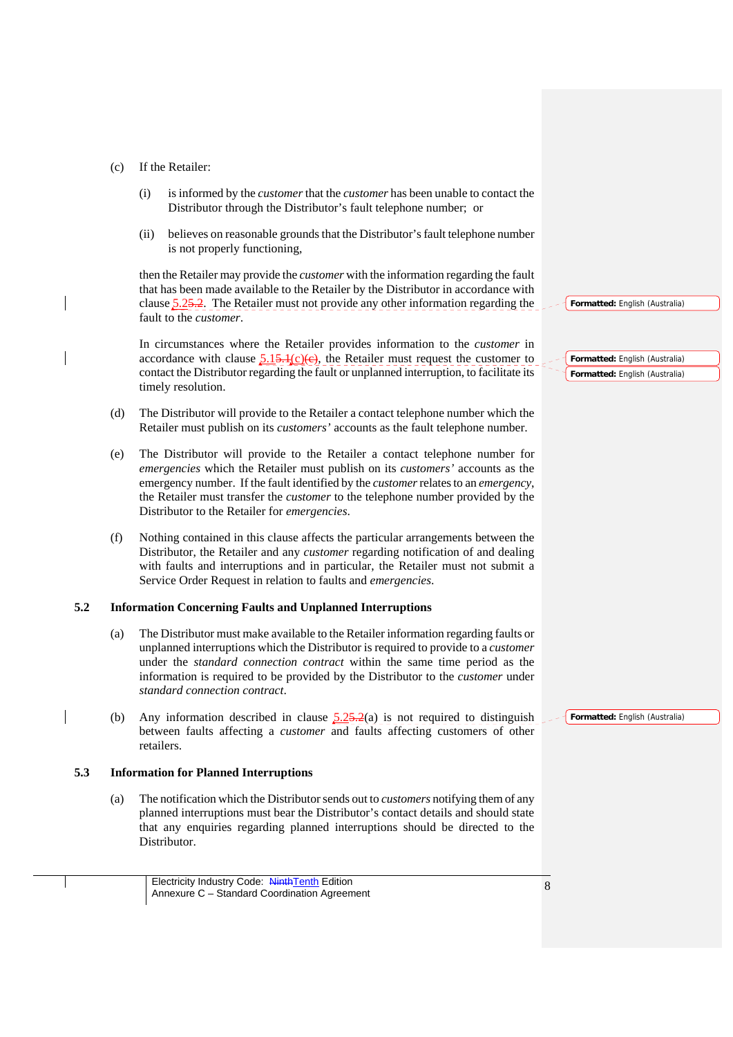(c) If the Retailer:

(i) is informed by the *customer* that the *customer* has been unable to contact the Distributor through the Distributor's fault telephone number; or

(ii) believes on reasonable grounds that the Distributor's fault telephone number is not properly functioning,

then the Retailer may provide the *customer* with the information regarding the fault that has been made available to the Retailer by the Distributor in accordance with clause 5.2~~5.2~~. The Retailer must not provide any other information regarding the fault to the *customer*.

In circumstances where the Retailer provides information to the *customer* in accordance with clause 5.1~~5.1~~(c)~~(c)~~, the Retailer must request the customer to contact the Distributor regarding the fault or unplanned interruption, to facilitate its timely resolution.

(d) The Distributor will provide to the Retailer a contact telephone number which the Retailer must publish on its *customers'* accounts as the fault telephone number.

(e) The Distributor will provide to the Retailer a contact telephone number for *emergencies* which the Retailer must publish on its *customers'* accounts as the emergency number. If the fault identified by the *customer* relates to an *emergency*, the Retailer must transfer the *customer* to the telephone number provided by the Distributor to the Retailer for *emergencies*.

(f) Nothing contained in this clause affects the particular arrangements between the Distributor, the Retailer and any *customer* regarding notification of and dealing with faults and interruptions and in particular, the Retailer must not submit a Service Order Request in relation to faults and *emergencies*.

**5.2 Information Concerning Faults and Unplanned Interruptions**

(a) The Distributor must make available to the Retailer information regarding faults or unplanned interruptions which the Distributor is required to provide to a *customer* under the *standard connection contract* within the same time period as the information is required to be provided by the Distributor to the *customer* under *standard connection contract*.

(b) Any information described in clause 5.2~~5.2~~(a) is not required to distinguish between faults affecting a *customer* and faults affecting customers of other retailers.

**5.3 Information for Planned Interruptions**

(a) The notification which the Distributor sends out to *customers* notifying them of any planned interruptions must bear the Distributor's contact details and should state that any enquiries regarding planned interruptions should be directed to the Distributor.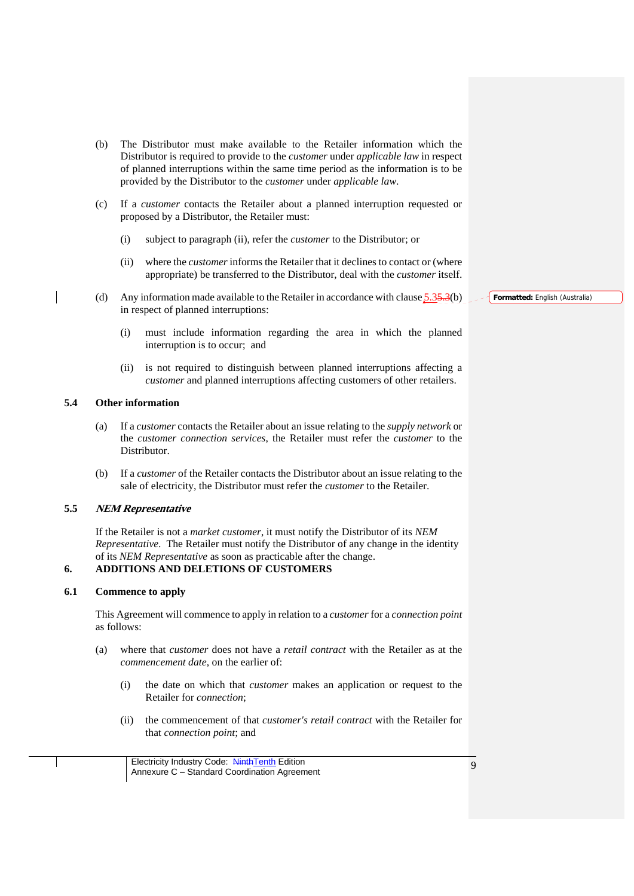(b) The Distributor must make available to the Retailer information which the Distributor is required to provide to the *customer* under *applicable law* in respect of planned interruptions within the same time period as the information is to be provided by the Distributor to the *customer* under *applicable law*.

(c) If a *customer* contacts the Retailer about a planned interruption requested or proposed by a Distributor, the Retailer must:

   (i) subject to paragraph (ii), refer the *customer* to the Distributor; or

   (ii) where the *customer* informs the Retailer that it declines to contact or (where appropriate) be transferred to the Distributor, deal with the *customer* itself.

(d) Any information made available to the Retailer in accordance with clause 5.35.3(b) in respect of planned interruptions:

   (i) must include information regarding the area in which the planned interruption is to occur; and

   (ii) is not required to distinguish between planned interruptions affecting a *customer* and planned interruptions affecting customers of other retailers.

### 5.4 Other information

(a) If a *customer* contacts the Retailer about an issue relating to the *supply network* or the *customer connection services*, the Retailer must refer the *customer* to the Distributor.

(b) If a *customer* of the Retailer contacts the Distributor about an issue relating to the sale of electricity, the Distributor must refer the *customer* to the Retailer.

### 5.5 *NEM Representative*

If the Retailer is not a *market customer*, it must notify the Distributor of its *NEM Representative*. The Retailer must notify the Distributor of any change in the identity of its *NEM Representative* as soon as practicable after the change.

## 6. ADDITIONS AND DELETIONS OF CUSTOMERS

### 6.1 Commence to apply

This Agreement will commence to apply in relation to a *customer* for a *connection point* as follows:

(a) where that *customer* does not have a *retail contract* with the Retailer as at the *commencement date*, on the earlier of:

   (i) the date on which that *customer* makes an application or request to the Retailer for *connection*;

   (ii) the commencement of that *customer's retail contract* with the Retailer for that *connection point*; and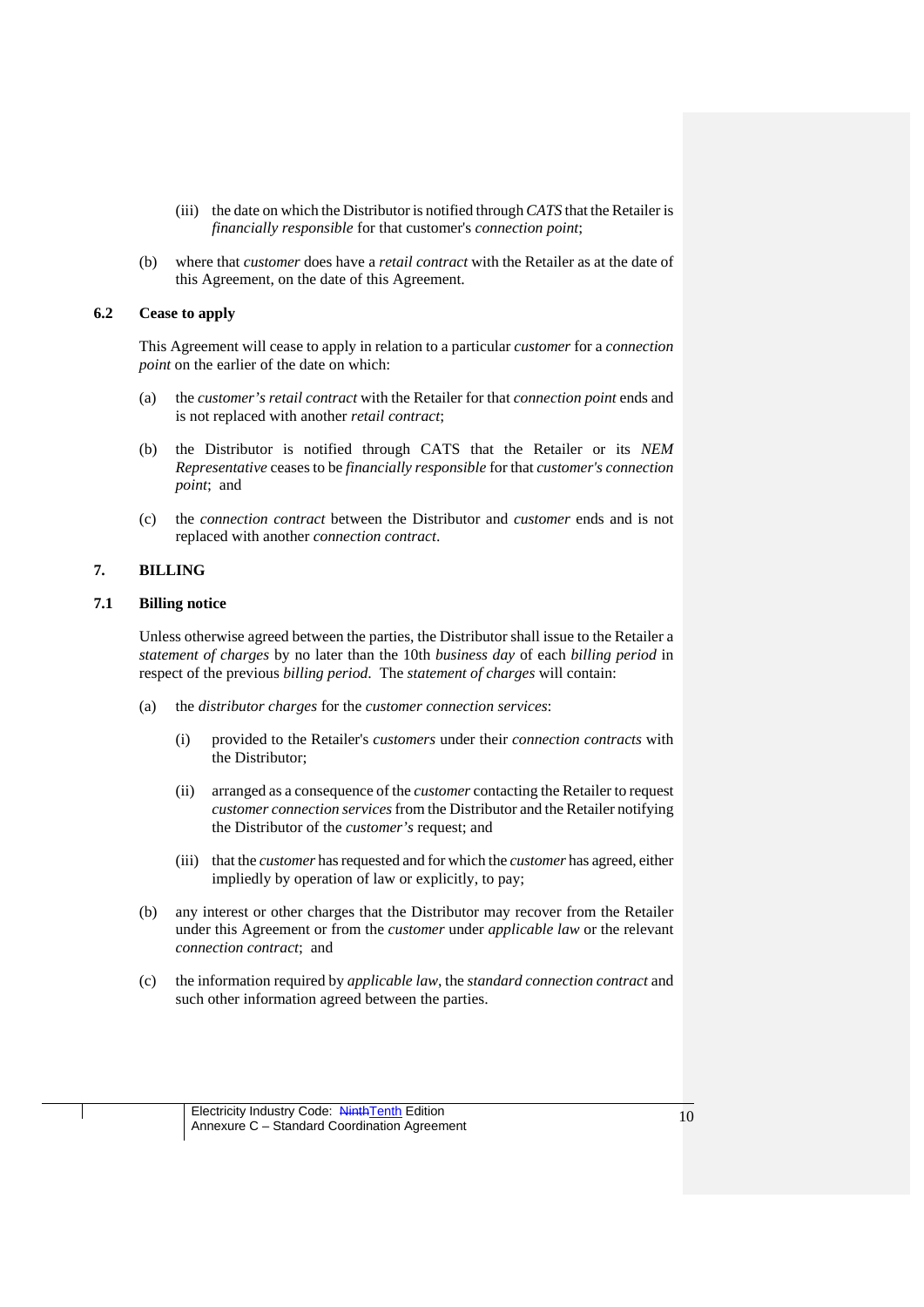(iii) the date on which the Distributor is notified through *CATS* that the Retailer is *financially responsible* for that customer's *connection point*;

(b) where that *customer* does have a *retail contract* with the Retailer as at the date of this Agreement, on the date of this Agreement.

### 6.2 Cease to apply

This Agreement will cease to apply in relation to a particular *customer* for a *connection point* on the earlier of the date on which:

(a) the *customer's retail contract* with the Retailer for that *connection point* ends and is not replaced with another *retail contract*;

(b) the Distributor is notified through CATS that the Retailer or its *NEM Representative* ceases to be *financially responsible* for that *customer's connection point*; and

(c) the *connection contract* between the Distributor and *customer* ends and is not replaced with another *connection contract*.

## 7. BILLING

### 7.1 Billing notice

Unless otherwise agreed between the parties, the Distributor shall issue to the Retailer a *statement of charges* by no later than the 10th *business day* of each *billing period* in respect of the previous *billing period*. The *statement of charges* will contain:

(a) the *distributor charges* for the *customer connection services*:

(i) provided to the Retailer's *customers* under their *connection contracts* with the Distributor;

(ii) arranged as a consequence of the *customer* contacting the Retailer to request *customer connection services* from the Distributor and the Retailer notifying the Distributor of the *customer's* request; and

(iii) that the *customer* has requested and for which the *customer* has agreed, either impliedly by operation of law or explicitly, to pay;

(b) any interest or other charges that the Distributor may recover from the Retailer under this Agreement or from the *customer* under *applicable law* or the relevant *connection contract*; and

(c) the information required by *applicable law*, the *standard connection contract* and such other information agreed between the parties.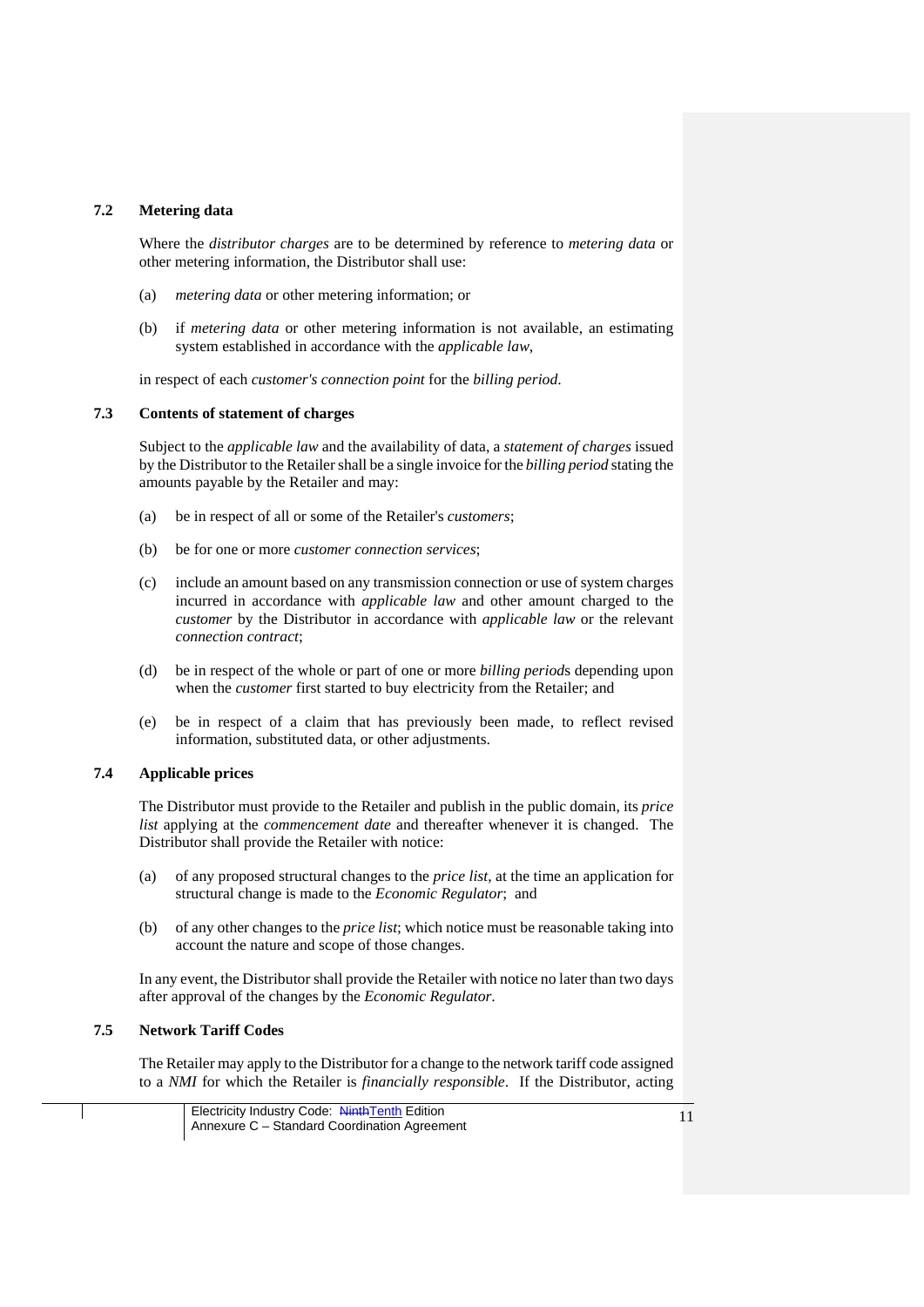### 7.2 Metering data

Where the *distributor charges* are to be determined by reference to *metering data* or other metering information, the Distributor shall use:

(a) *metering data* or other metering information; or

(b) if *metering data* or other metering information is not available, an estimating system established in accordance with the *applicable law*,

in respect of each *customer's connection point* for the *billing period*.

### 7.3 Contents of statement of charges

Subject to the *applicable law* and the availability of data, a *statement of charges* issued by the Distributor to the Retailer shall be a single invoice for the *billing period* stating the amounts payable by the Retailer and may:

(a) be in respect of all or some of the Retailer's *customers*;

(b) be for one or more *customer connection services*;

(c) include an amount based on any transmission connection or use of system charges incurred in accordance with *applicable law* and other amount charged to the *customer* by the Distributor in accordance with *applicable law* or the relevant *connection contract*;

(d) be in respect of the whole or part of one or more *billing period*s depending upon when the *customer* first started to buy electricity from the Retailer; and

(e) be in respect of a claim that has previously been made, to reflect revised information, substituted data, or other adjustments.

### 7.4 Applicable prices

The Distributor must provide to the Retailer and publish in the public domain, its *price list* applying at the *commencement date* and thereafter whenever it is changed. The Distributor shall provide the Retailer with notice:

(a) of any proposed structural changes to the *price list*, at the time an application for structural change is made to the *Economic Regulator*; and

(b) of any other changes to the *price list*; which notice must be reasonable taking into account the nature and scope of those changes.

In any event, the Distributor shall provide the Retailer with notice no later than two days after approval of the changes by the *Economic Regulator*.

### 7.5 Network Tariff Codes

The Retailer may apply to the Distributor for a change to the network tariff code assigned to a *NMI* for which the Retailer is *financially responsible*. If the Distributor, acting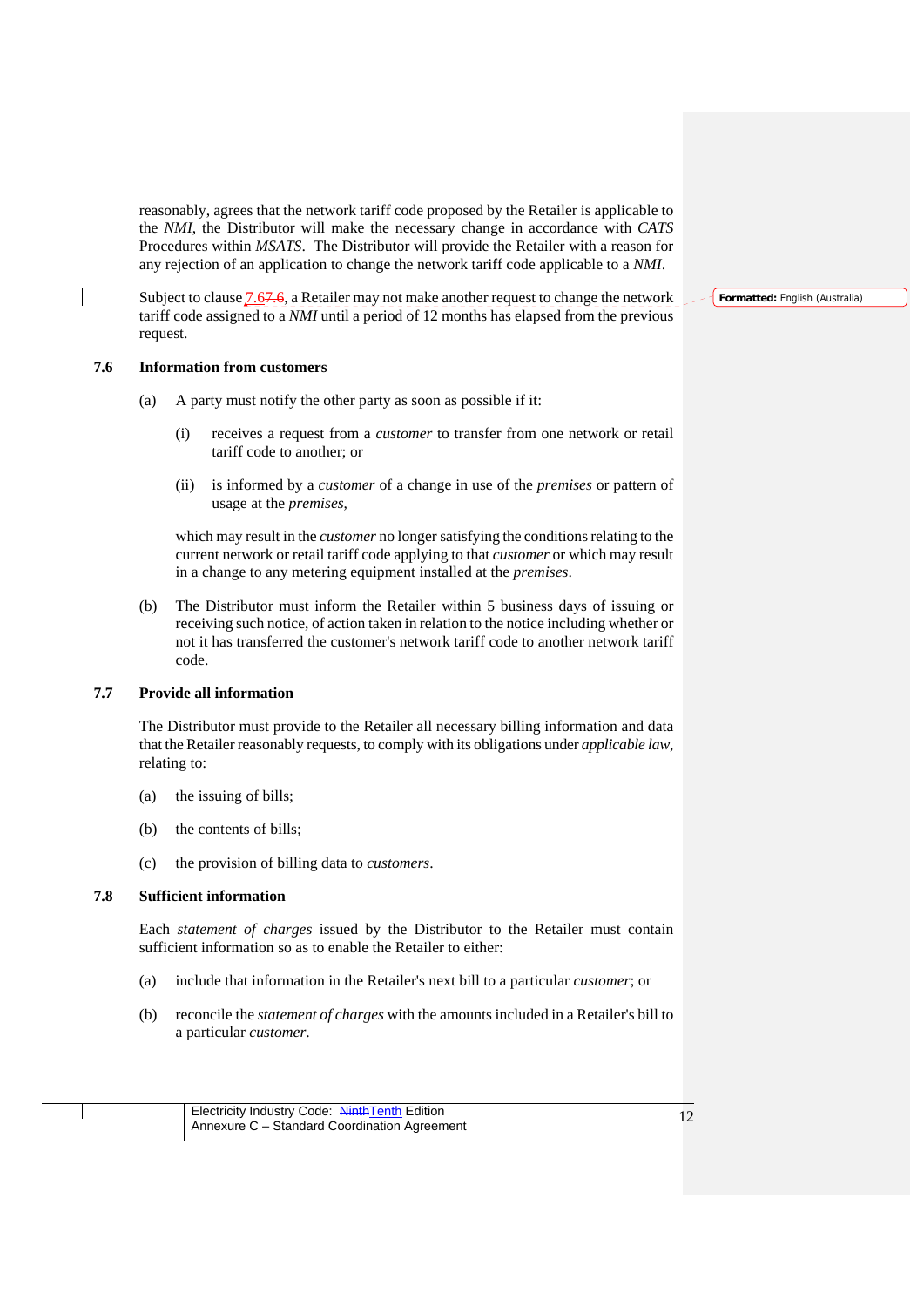reasonably, agrees that the network tariff code proposed by the Retailer is applicable to the *NMI*, the Distributor will make the necessary change in accordance with *CATS* Procedures within *MSATS*. The Distributor will provide the Retailer with a reason for any rejection of an application to change the network tariff code applicable to a *NMI*.

Subject to clause 7.6, a Retailer may not make another request to change the network tariff code assigned to a *NMI* until a period of 12 months has elapsed from the previous request.

### 7.6 Information from customers

(a) A party must notify the other party as soon as possible if it:

   (i) receives a request from a *customer* to transfer from one network or retail tariff code to another; or

   (ii) is informed by a *customer* of a change in use of the *premises* or pattern of usage at the *premises*,

   which may result in the *customer* no longer satisfying the conditions relating to the current network or retail tariff code applying to that *customer* or which may result in a change to any metering equipment installed at the *premises*.

(b) The Distributor must inform the Retailer within 5 business days of issuing or receiving such notice, of action taken in relation to the notice including whether or not it has transferred the customer's network tariff code to another network tariff code.

### 7.7 Provide all information

The Distributor must provide to the Retailer all necessary billing information and data that the Retailer reasonably requests, to comply with its obligations under *applicable law*, relating to:

(a) the issuing of bills;

(b) the contents of bills;

(c) the provision of billing data to *customers*.

### 7.8 Sufficient information

Each *statement of charges* issued by the Distributor to the Retailer must contain sufficient information so as to enable the Retailer to either:

(a) include that information in the Retailer's next bill to a particular *customer*; or

(b) reconcile the *statement of charges* with the amounts included in a Retailer's bill to a particular *customer*.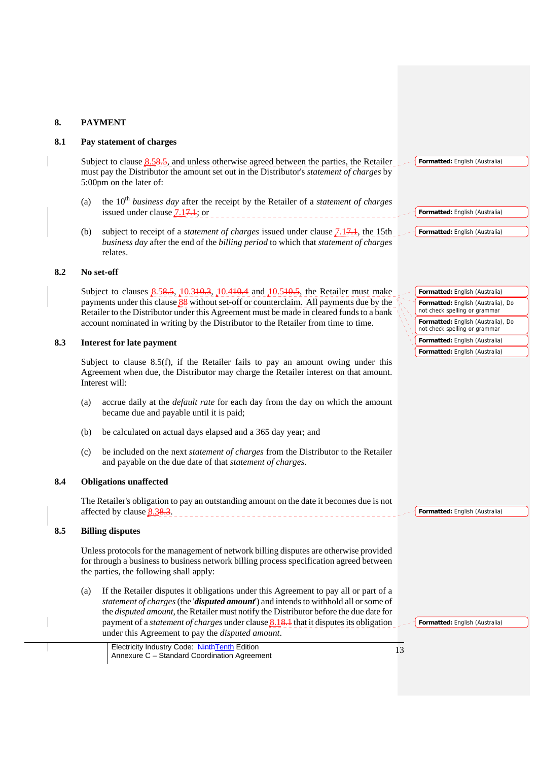# 8. PAYMENT

## 8.1 Pay statement of charges

Subject to clause 8.5, and unless otherwise agreed between the parties, the Retailer must pay the Distributor the amount set out in the Distributor's *statement of charges* by 5:00pm on the later of:

(a) the 10th *business day* after the receipt by the Retailer of a *statement of charges* issued under clause 7.1; or

(b) subject to receipt of a *statement of charges* issued under clause 7.1, the 15th *business day* after the end of the *billing period* to which that *statement of charges* relates.

## 8.2 No set-off

Subject to clauses 8.5, 10.3, 10.4 and 10.5, the Retailer must make payments under this clause 8 without set-off or counterclaim. All payments due by the Retailer to the Distributor under this Agreement must be made in cleared funds to a bank account nominated in writing by the Distributor to the Retailer from time to time.

## 8.3 Interest for late payment

Subject to clause 8.5(f), if the Retailer fails to pay an amount owing under this Agreement when due, the Distributor may charge the Retailer interest on that amount. Interest will:

(a) accrue daily at the *default rate* for each day from the day on which the amount became due and payable until it is paid;

(b) be calculated on actual days elapsed and a 365 day year; and

(c) be included on the next *statement of charges* from the Distributor to the Retailer and payable on the due date of that *statement of charges*.

## 8.4 Obligations unaffected

The Retailer's obligation to pay an outstanding amount on the date it becomes due is not affected by clause 8.3.

## 8.5 Billing disputes

Unless protocols for the management of network billing disputes are otherwise provided for through a business to business network billing process specification agreed between the parties, the following shall apply:

(a) If the Retailer disputes it obligations under this Agreement to pay all or part of a *statement of charges* (the '***disputed amount***') and intends to withhold all or some of the *disputed amount*, the Retailer must notify the Distributor before the due date for payment of a *statement of charges* under clause 8.1 that it disputes its obligation under this Agreement to pay the *disputed amount*.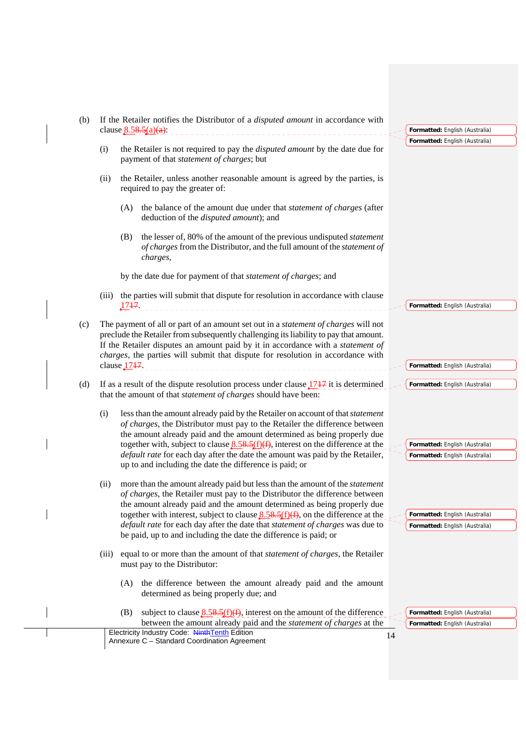(b) If the Retailer notifies the Distributor of a *disputed amount* in accordance with clause 8.58.5(a)(a):

(i) the Retailer is not required to pay the *disputed amount* by the date due for payment of that *statement of charges*; but

(ii) the Retailer, unless another reasonable amount is agreed by the parties, is required to pay the greater of:

(A) the balance of the amount due under that *statement of charges* (after deduction of the *disputed amount*); and

(B) the lesser of, 80% of the amount of the previous undisputed *statement of charges* from the Distributor, and the full amount of the *statement of charges*,

by the date due for payment of that *statement of charges*; and

(iii) the parties will submit that dispute for resolution in accordance with clause 1717.

(c) The payment of all or part of an amount set out in a *statement of charges* will not preclude the Retailer from subsequently challenging its liability to pay that amount. If the Retailer disputes an amount paid by it in accordance with a *statement of charges*, the parties will submit that dispute for resolution in accordance with clause 1717.

(d) If as a result of the dispute resolution process under clause 1717 it is determined that the amount of that *statement of charges* should have been:

(i) less than the amount already paid by the Retailer on account of that *statement of charges*, the Distributor must pay to the Retailer the difference between the amount already paid and the amount determined as being properly due together with, subject to clause 8.58.5(f)(f), interest on the difference at the *default rate* for each day after the date the amount was paid by the Retailer, up to and including the date the difference is paid; or

(ii) more than the amount already paid but less than the amount of the *statement of charges*, the Retailer must pay to the Distributor the difference between the amount already paid and the amount determined as being properly due together with interest, subject to clause 8.58.5(f)(f), on the difference at the *default rate* for each day after the date that *statement of charges* was due to be paid, up to and including the date the difference is paid; or

(iii) equal to or more than the amount of that *statement of charges*, the Retailer must pay to the Distributor:

(A) the difference between the amount already paid and the amount determined as being properly due; and

(B) subject to clause 8.58.5(f)(f), interest on the amount of the difference between the amount already paid and the *statement of charges* at the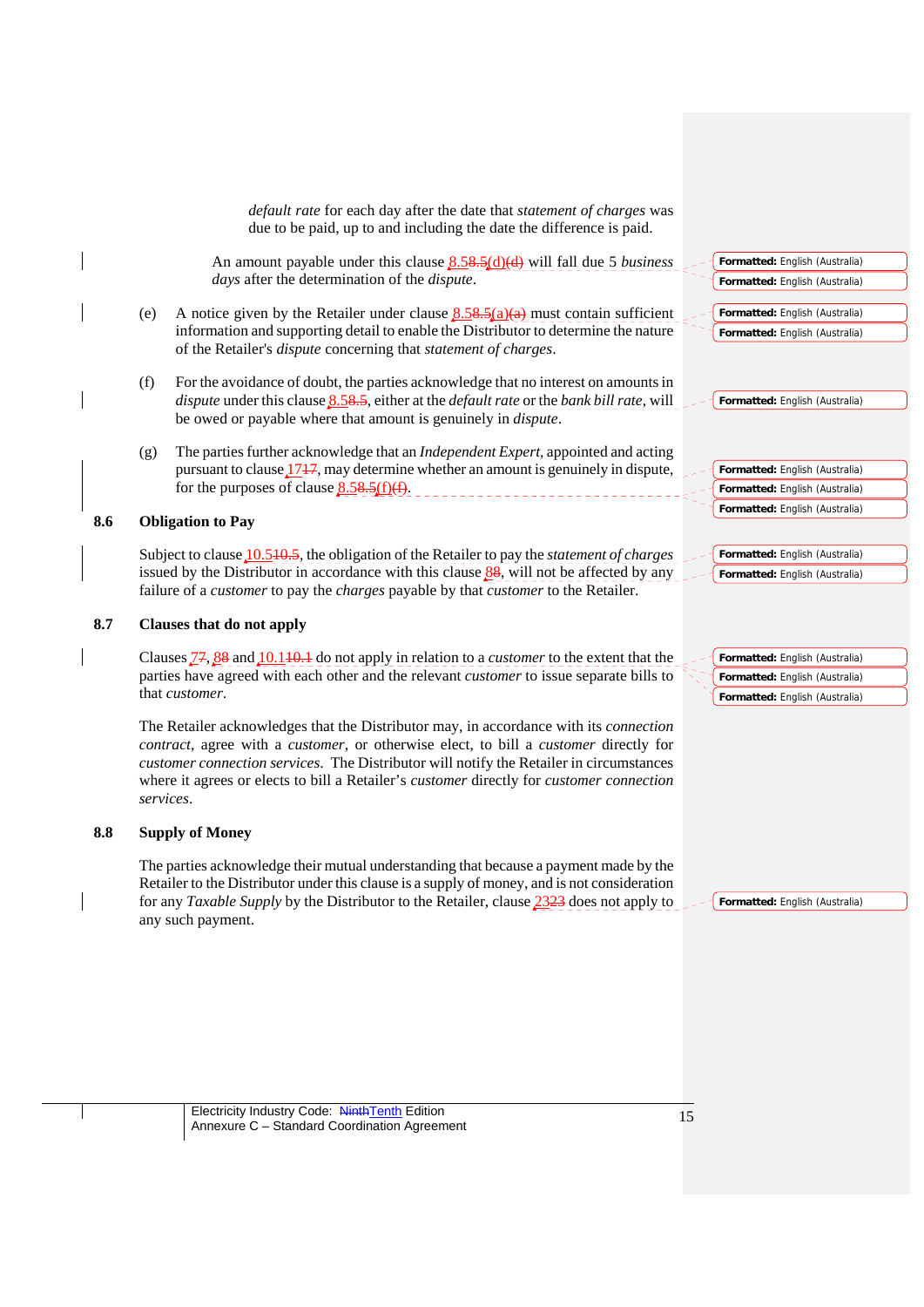*default rate* for each day after the date that *statement of charges* was due to be paid, up to and including the date the difference is paid.

An amount payable under this clause 8.5(d) will fall due 5 *business days* after the determination of the *dispute*.

(e) A notice given by the Retailer under clause 8.5(a) must contain sufficient information and supporting detail to enable the Distributor to determine the nature of the Retailer's *dispute* concerning that *statement of charges*.

(f) For the avoidance of doubt, the parties acknowledge that no interest on amounts in *dispute* under this clause 8.5, either at the *default rate* or the *bank bill rate*, will be owed or payable where that amount is genuinely in *dispute*.

(g) The parties further acknowledge that an *Independent Expert*, appointed and acting pursuant to clause 17, may determine whether an amount is genuinely in dispute, for the purposes of clause 8.5(f).

## 8.6 Obligation to Pay

Subject to clause 10.5, the obligation of the Retailer to pay the *statement of charges* issued by the Distributor in accordance with this clause 8, will not be affected by any failure of a *customer* to pay the *charges* payable by that *customer* to the Retailer.

## 8.7 Clauses that do not apply

Clauses 7, 8 and 10.1 do not apply in relation to a *customer* to the extent that the parties have agreed with each other and the relevant *customer* to issue separate bills to that *customer*.

The Retailer acknowledges that the Distributor may, in accordance with its *connection contract*, agree with a *customer*, or otherwise elect, to bill a *customer* directly for *customer connection services*. The Distributor will notify the Retailer in circumstances where it agrees or elects to bill a Retailer's *customer* directly for *customer connection services*.

## 8.8 Supply of Money

The parties acknowledge their mutual understanding that because a payment made by the Retailer to the Distributor under this clause is a supply of money, and is not consideration for any *Taxable Supply* by the Distributor to the Retailer, clause 23 does not apply to any such payment.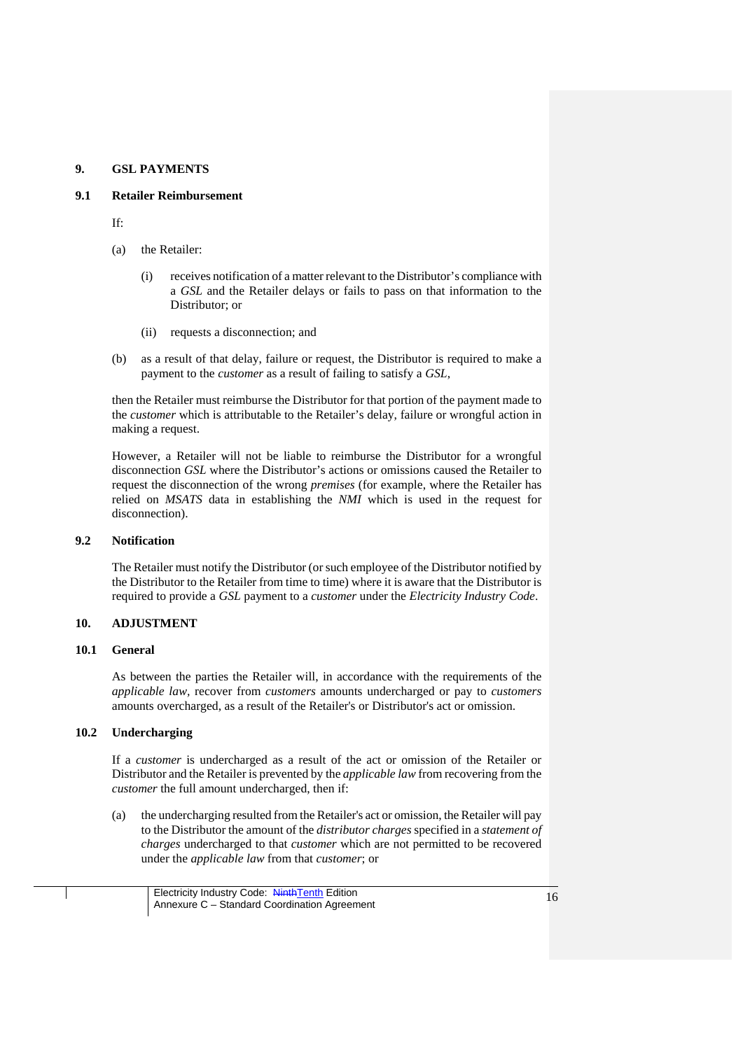## 9. GSL PAYMENTS

### 9.1 Retailer Reimbursement

If:

(a) the Retailer:

   (i) receives notification of a matter relevant to the Distributor's compliance with a *GSL* and the Retailer delays or fails to pass on that information to the Distributor; or

   (ii) requests a disconnection; and

(b) as a result of that delay, failure or request, the Distributor is required to make a payment to the *customer* as a result of failing to satisfy a *GSL*,

then the Retailer must reimburse the Distributor for that portion of the payment made to the *customer* which is attributable to the Retailer's delay, failure or wrongful action in making a request.

However, a Retailer will not be liable to reimburse the Distributor for a wrongful disconnection *GSL* where the Distributor's actions or omissions caused the Retailer to request the disconnection of the wrong *premises* (for example, where the Retailer has relied on *MSATS* data in establishing the *NMI* which is used in the request for disconnection).

### 9.2 Notification

The Retailer must notify the Distributor (or such employee of the Distributor notified by the Distributor to the Retailer from time to time) where it is aware that the Distributor is required to provide a *GSL* payment to a *customer* under the *Electricity Industry Code*.

## 10. ADJUSTMENT

### 10.1 General

As between the parties the Retailer will, in accordance with the requirements of the *applicable law*, recover from *customers* amounts undercharged or pay to *customers* amounts overcharged, as a result of the Retailer's or Distributor's act or omission.

### 10.2 Undercharging

If a *customer* is undercharged as a result of the act or omission of the Retailer or Distributor and the Retailer is prevented by the *applicable law* from recovering from the *customer* the full amount undercharged, then if:

(a) the undercharging resulted from the Retailer's act or omission, the Retailer will pay to the Distributor the amount of the *distributor charges* specified in a *statement of charges* undercharged to that *customer* which are not permitted to be recovered under the *applicable law* from that *customer*; or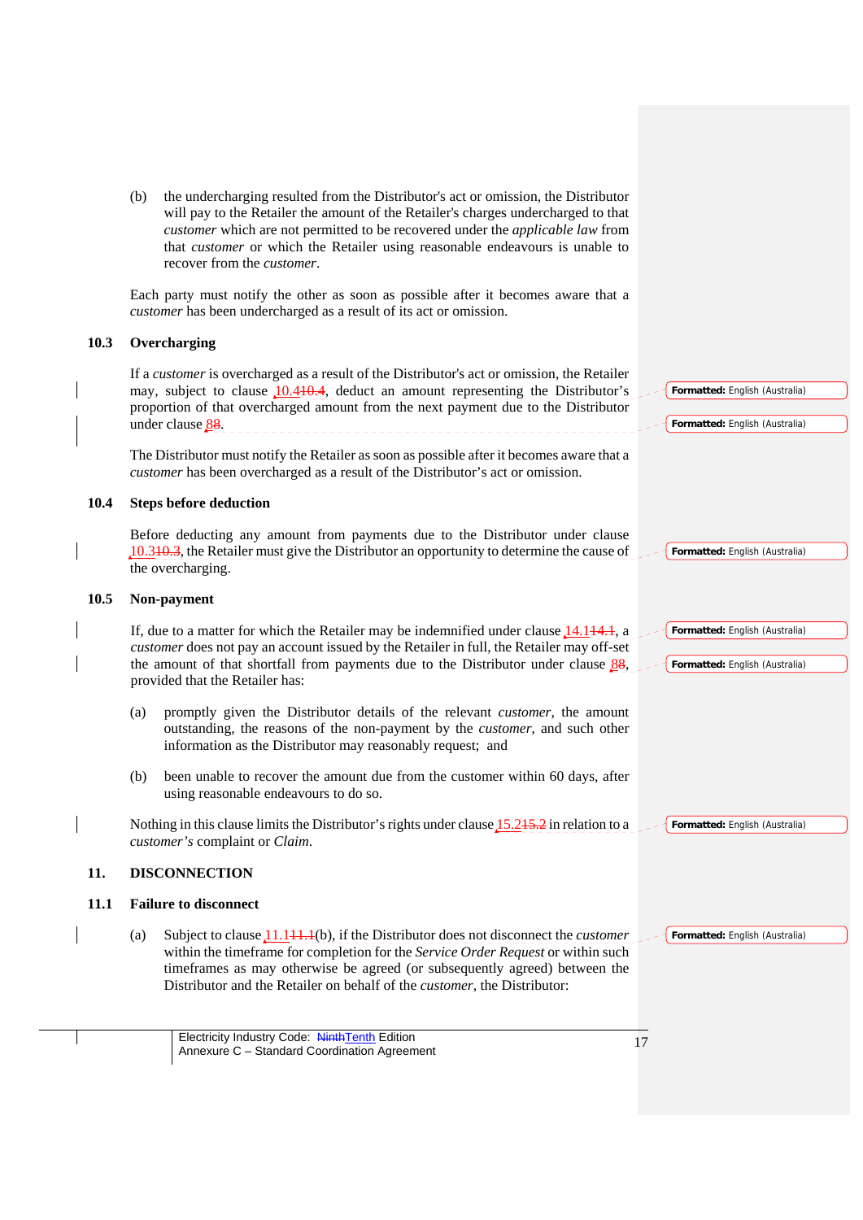(b) the undercharging resulted from the Distributor's act or omission, the Distributor will pay to the Retailer the amount of the Retailer's charges undercharged to that *customer* which are not permitted to be recovered under the *applicable law* from that *customer* or which the Retailer using reasonable endeavours is unable to recover from the *customer*.

Each party must notify the other as soon as possible after it becomes aware that a *customer* has been undercharged as a result of its act or omission.

## 10.3 Overcharging

If a *customer* is overcharged as a result of the Distributor's act or omission, the Retailer may, subject to clause 10.4~~10.4~~, deduct an amount representing the Distributor's proportion of that overcharged amount from the next payment due to the Distributor under clause 8~~8~~.

The Distributor must notify the Retailer as soon as possible after it becomes aware that a *customer* has been overcharged as a result of the Distributor's act or omission.

## 10.4 Steps before deduction

Before deducting any amount from payments due to the Distributor under clause 10.3~~10.3~~, the Retailer must give the Distributor an opportunity to determine the cause of the overcharging.

## 10.5 Non-payment

If, due to a matter for which the Retailer may be indemnified under clause 14.1~~14.1~~, a *customer* does not pay an account issued by the Retailer in full, the Retailer may off-set the amount of that shortfall from payments due to the Distributor under clause 8~~8~~, provided that the Retailer has:

(a) promptly given the Distributor details of the relevant *customer*, the amount outstanding, the reasons of the non-payment by the *customer*, and such other information as the Distributor may reasonably request; and

(b) been unable to recover the amount due from the customer within 60 days, after using reasonable endeavours to do so.

Nothing in this clause limits the Distributor's rights under clause 15.2~~15.2~~ in relation to a *customer's* complaint or *Claim*.

# 11. DISCONNECTION

## 11.1 Failure to disconnect

(a) Subject to clause 11.1~~11.1~~(b), if the Distributor does not disconnect the *customer* within the timeframe for completion for the *Service Order Request* or within such timeframes as may otherwise be agreed (or subsequently agreed) between the Distributor and the Retailer on behalf of the *customer*, the Distributor: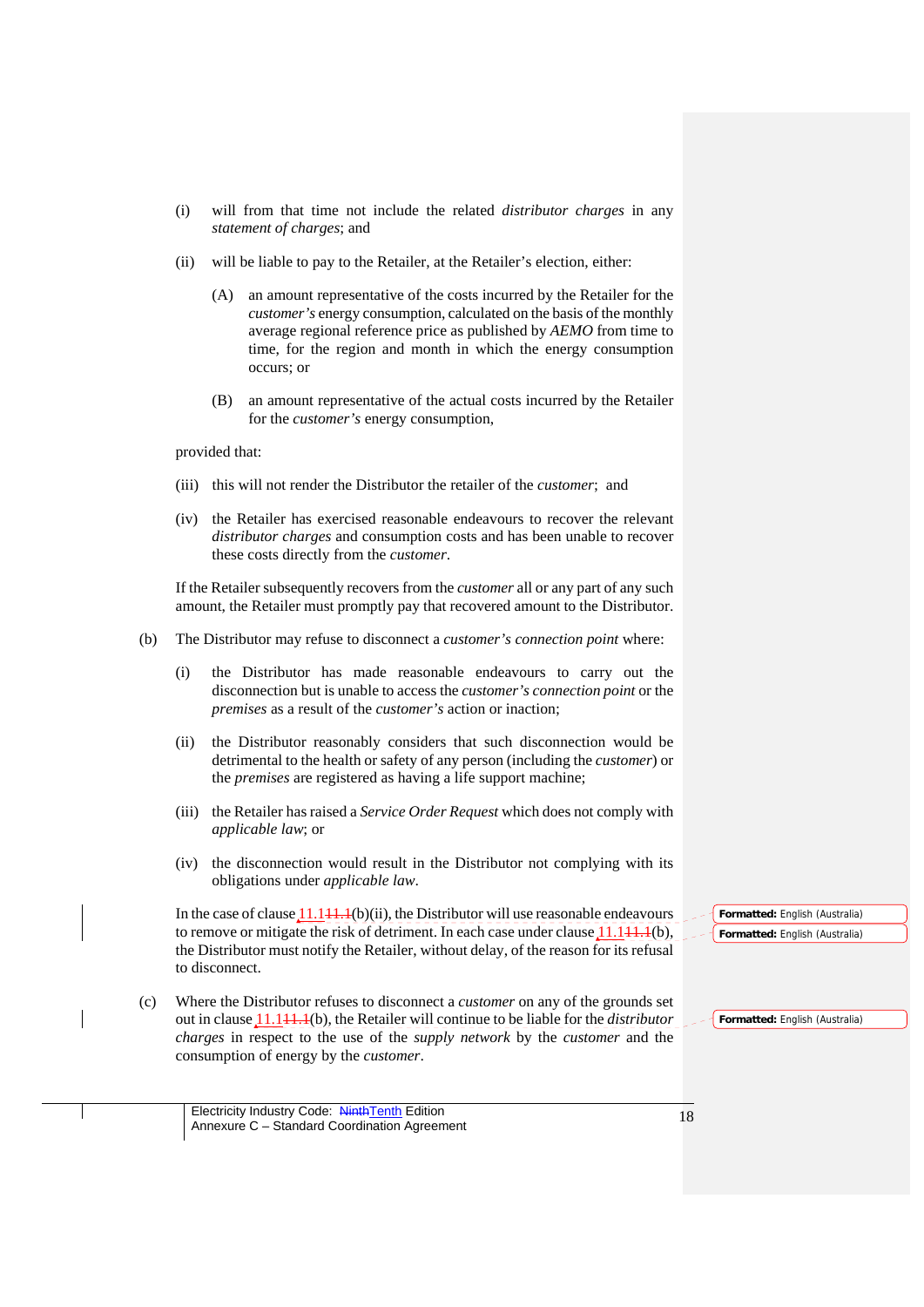(i) will from that time not include the related *distributor charges* in any *statement of charges*; and

(ii) will be liable to pay to the Retailer, at the Retailer's election, either:

(A) an amount representative of the costs incurred by the Retailer for the *customer's* energy consumption, calculated on the basis of the monthly average regional reference price as published by *AEMO* from time to time, for the region and month in which the energy consumption occurs; or

(B) an amount representative of the actual costs incurred by the Retailer for the *customer's* energy consumption,

provided that:

(iii) this will not render the Distributor the retailer of the *customer*; and

(iv) the Retailer has exercised reasonable endeavours to recover the relevant *distributor charges* and consumption costs and has been unable to recover these costs directly from the *customer*.

If the Retailer subsequently recovers from the *customer* all or any part of any such amount, the Retailer must promptly pay that recovered amount to the Distributor.

(b) The Distributor may refuse to disconnect a *customer's connection point* where:

(i) the Distributor has made reasonable endeavours to carry out the disconnection but is unable to access the *customer's connection point* or the *premises* as a result of the *customer's* action or inaction;

(ii) the Distributor reasonably considers that such disconnection would be detrimental to the health or safety of any person (including the *customer*) or the *premises* are registered as having a life support machine;

(iii) the Retailer has raised a *Service Order Request* which does not comply with *applicable law*; or

(iv) the disconnection would result in the Distributor not complying with its obligations under *applicable law*.

In the case of clause 11.1~~11.1~~(b)(ii), the Distributor will use reasonable endeavours to remove or mitigate the risk of detriment. In each case under clause 11.1~~11.1~~(b), the Distributor must notify the Retailer, without delay, of the reason for its refusal to disconnect.

(c) Where the Distributor refuses to disconnect a *customer* on any of the grounds set out in clause 11.1~~11.1~~(b), the Retailer will continue to be liable for the *distributor charges* in respect to the use of the *supply network* by the *customer* and the consumption of energy by the *customer*.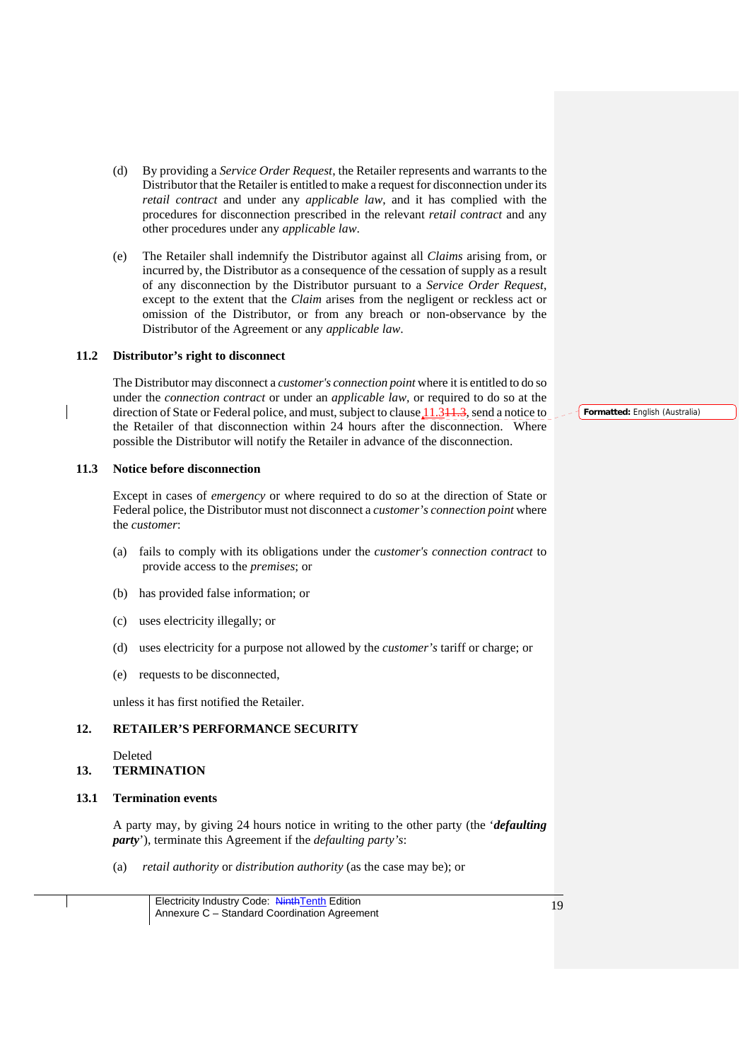(d) By providing a *Service Order Request*, the Retailer represents and warrants to the Distributor that the Retailer is entitled to make a request for disconnection under its *retail contract* and under any *applicable law*, and it has complied with the procedures for disconnection prescribed in the relevant *retail contract* and any other procedures under any *applicable law*.

(e) The Retailer shall indemnify the Distributor against all *Claims* arising from, or incurred by, the Distributor as a consequence of the cessation of supply as a result of any disconnection by the Distributor pursuant to a *Service Order Request*, except to the extent that the *Claim* arises from the negligent or reckless act or omission of the Distributor, or from any breach or non-observance by the Distributor of the Agreement or any *applicable law*.

### 11.2 Distributor's right to disconnect

The Distributor may disconnect a *customer's connection point* where it is entitled to do so under the *connection contract* or under an *applicable law*, or required to do so at the direction of State or Federal police, and must, subject to clause 11.3~~11.3~~, send a notice to the Retailer of that disconnection within 24 hours after the disconnection. Where possible the Distributor will notify the Retailer in advance of the disconnection.

### 11.3 Notice before disconnection

Except in cases of *emergency* or where required to do so at the direction of State or Federal police, the Distributor must not disconnect a *customer's connection point* where the *customer*:

(a) fails to comply with its obligations under the *customer's connection contract* to provide access to the *premises*; or

(b) has provided false information; or

(c) uses electricity illegally; or

(d) uses electricity for a purpose not allowed by the *customer's* tariff or charge; or

(e) requests to be disconnected,

unless it has first notified the Retailer.

## 12. RETAILER'S PERFORMANCE SECURITY

Deleted

## 13. TERMINATION

### 13.1 Termination events

A party may, by giving 24 hours notice in writing to the other party (the '***defaulting party***'), terminate this Agreement if the *defaulting party's*:

(a) *retail authority* or *distribution authority* (as the case may be); or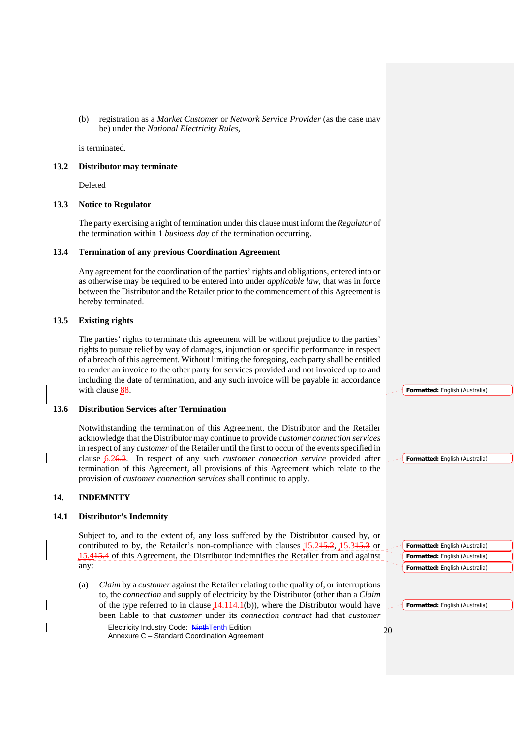(b) registration as a *Market Customer* or *Network Service Provider* (as the case may be) under the *National Electricity Rules*,

is terminated.

### 13.2 Distributor may terminate

Deleted

### 13.3 Notice to Regulator

The party exercising a right of termination under this clause must inform the *Regulator* of the termination within 1 *business day* of the termination occurring.

### 13.4 Termination of any previous Coordination Agreement

Any agreement for the coordination of the parties' rights and obligations, entered into or as otherwise may be required to be entered into under *applicable law*, that was in force between the Distributor and the Retailer prior to the commencement of this Agreement is hereby terminated.

### 13.5 Existing rights

The parties' rights to terminate this agreement will be without prejudice to the parties' rights to pursue relief by way of damages, injunction or specific performance in respect of a breach of this agreement. Without limiting the foregoing, each party shall be entitled to render an invoice to the other party for services provided and not invoiced up to and including the date of termination, and any such invoice will be payable in accordance with clause 8.

### 13.6 Distribution Services after Termination

Notwithstanding the termination of this Agreement, the Distributor and the Retailer acknowledge that the Distributor may continue to provide *customer connection services* in respect of any *customer* of the Retailer until the first to occur of the events specified in clause 6.2. In respect of any such *customer connection service* provided after termination of this Agreement, all provisions of this Agreement which relate to the provision of *customer connection services* shall continue to apply.

## 14. INDEMNITY

### 14.1 Distributor's Indemnity

Subject to, and to the extent of, any loss suffered by the Distributor caused by, or contributed to by, the Retailer's non-compliance with clauses 15.2, 15.3 or 15.4 of this Agreement, the Distributor indemnifies the Retailer from and against any:

(a) *Claim* by a *customer* against the Retailer relating to the quality of, or interruptions to, the *connection* and supply of electricity by the Distributor (other than a *Claim* of the type referred to in clause 14.1(b)), where the Distributor would have been liable to that *customer* under its *connection contract* had that *customer*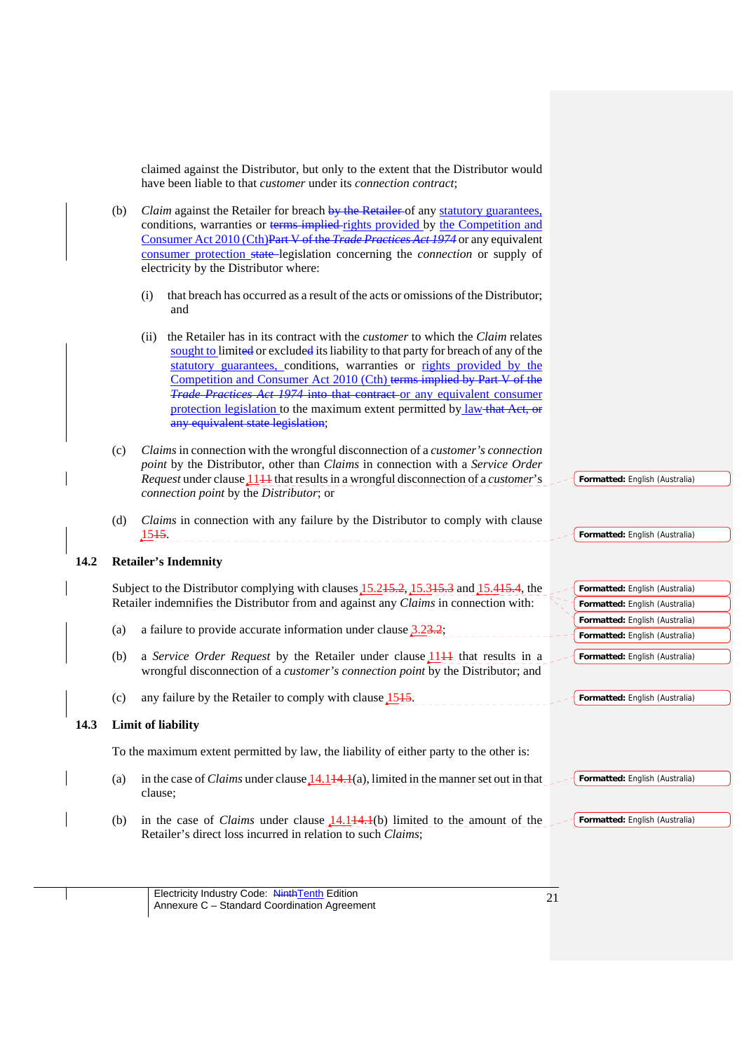claimed against the Distributor, but only to the extent that the Distributor would have been liable to that *customer* under its *connection contract*;

(b) *Claim* against the Retailer for breach by the Retailer of any statutory guarantees, conditions, warranties or terms implied rights provided by the Competition and Consumer Act 2010 (Cth)Part V of the *Trade Practices Act 1974* or any equivalent consumer protection state legislation concerning the *connection* or supply of electricity by the Distributor where:

(i) that breach has occurred as a result of the acts or omissions of the Distributor; and

(ii) the Retailer has in its contract with the *customer* to which the *Claim* relates sought to limited or excluded its liability to that party for breach of any of the statutory guarantees, conditions, warranties or rights provided by the Competition and Consumer Act 2010 (Cth) terms implied by Part V of the *Trade Practices Act 1974* into that contract or any equivalent consumer protection legislation to the maximum extent permitted by law that Act, or any equivalent state legislation;

(c) *Claims* in connection with the wrongful disconnection of a *customer's connection point* by the Distributor, other than *Claims* in connection with a *Service Order Request* under clause 1111 that results in a wrongful disconnection of a *customer's connection point* by the *Distributor*; or

(d) *Claims* in connection with any failure by the Distributor to comply with clause 1515.

## 14.2 Retailer's Indemnity

Subject to the Distributor complying with clauses 15.215.2, 15.315.3 and 15.415.4, the Retailer indemnifies the Distributor from and against any *Claims* in connection with:

(a) a failure to provide accurate information under clause 3.23.2;

(b) a *Service Order Request* by the Retailer under clause 1111 that results in a wrongful disconnection of a *customer's connection point* by the Distributor; and

(c) any failure by the Retailer to comply with clause 1515.

## 14.3 Limit of liability

To the maximum extent permitted by law, the liability of either party to the other is:

(a) in the case of *Claims* under clause 14.114.1(a), limited in the manner set out in that clause;

(b) in the case of *Claims* under clause 14.114.1(b) limited to the amount of the Retailer's direct loss incurred in relation to such *Claims*;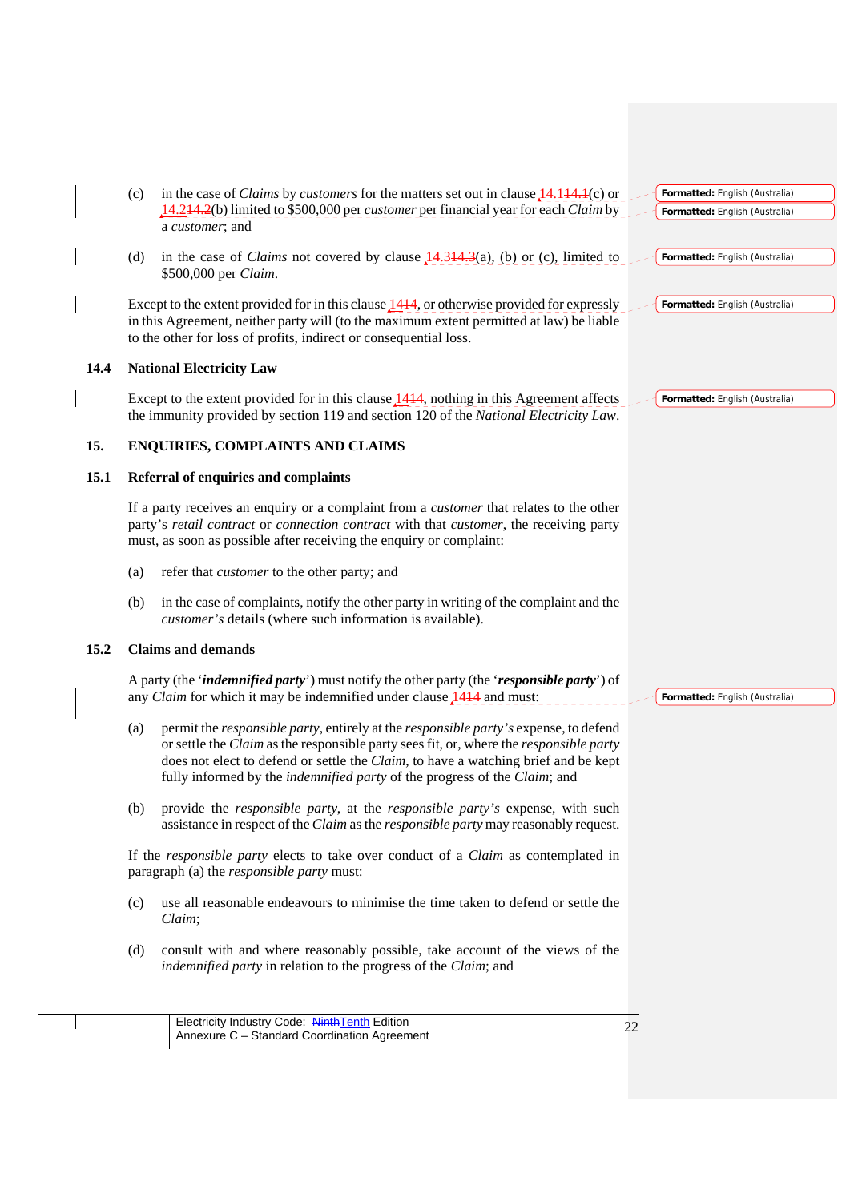(c) in the case of *Claims* by *customers* for the matters set out in clause 14.114.1(c) or 14.214.2(b) limited to $500,000 per *customer* per financial year for each *Claim* by a *customer*; and

(d) in the case of *Claims* not covered by clause 14.314.3(a), (b) or (c), limited to $500,000 per *Claim*.

Except to the extent provided for in this clause 1414, or otherwise provided for expressly in this Agreement, neither party will (to the maximum extent permitted at law) be liable to the other for loss of profits, indirect or consequential loss.

### 14.4 National Electricity Law

Except to the extent provided for in this clause 1414, nothing in this Agreement affects the immunity provided by section 119 and section 120 of the *National Electricity Law*.

## 15. ENQUIRIES, COMPLAINTS AND CLAIMS

### 15.1 Referral of enquiries and complaints

If a party receives an enquiry or a complaint from a *customer* that relates to the other party's *retail contract* or *connection contract* with that *customer*, the receiving party must, as soon as possible after receiving the enquiry or complaint:

(a) refer that *customer* to the other party; and

(b) in the case of complaints, notify the other party in writing of the complaint and the *customer's* details (where such information is available).

### 15.2 Claims and demands

A party (the '***indemnified party***') must notify the other party (the '***responsible party***') of any *Claim* for which it may be indemnified under clause 1414 and must:

(a) permit the *responsible party*, entirely at the *responsible party's* expense, to defend or settle the *Claim* as the responsible party sees fit, or, where the *responsible party* does not elect to defend or settle the *Claim*, to have a watching brief and be kept fully informed by the *indemnified party* of the progress of the *Claim*; and

(b) provide the *responsible party*, at the *responsible party's* expense, with such assistance in respect of the *Claim* as the *responsible party* may reasonably request.

If the *responsible party* elects to take over conduct of a *Claim* as contemplated in paragraph (a) the *responsible party* must:

(c) use all reasonable endeavours to minimise the time taken to defend or settle the *Claim*;

(d) consult with and where reasonably possible, take account of the views of the *indemnified party* in relation to the progress of the *Claim*; and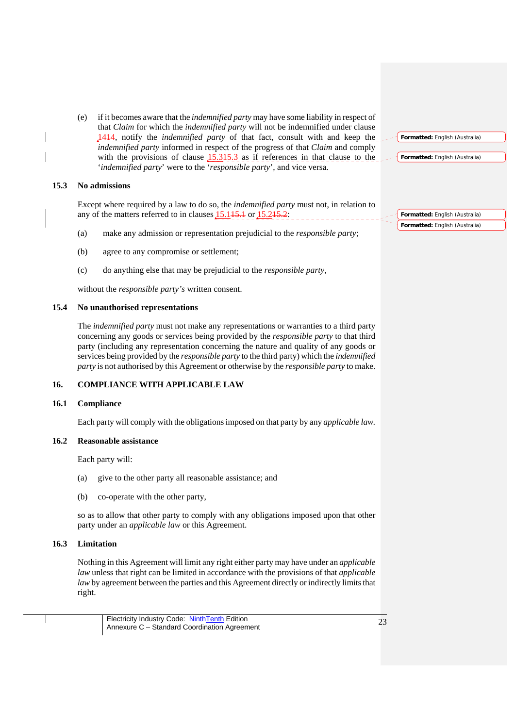(e) if it becomes aware that the *indemnified party* may have some liability in respect of that *Claim* for which the *indemnified party* will not be indemnified under clause 1414, notify the *indemnified party* of that fact, consult with and keep the *indemnified party* informed in respect of the progress of that *Claim* and comply with the provisions of clause 15.315.3 as if references in that clause to the '*indemnified party*' were to the '*responsible party*', and vice versa.

### 15.3 No admissions

Except where required by a law to do so, the *indemnified party* must not, in relation to any of the matters referred to in clauses 15.115.1 or 15.215.2:

(a) make any admission or representation prejudicial to the *responsible party*;

(b) agree to any compromise or settlement;

(c) do anything else that may be prejudicial to the *responsible party*,

without the *responsible party's* written consent.

### 15.4 No unauthorised representations

The *indemnified party* must not make any representations or warranties to a third party concerning any goods or services being provided by the *responsible party* to that third party (including any representation concerning the nature and quality of any goods or services being provided by the *responsible party* to the third party) which the *indemnified party* is not authorised by this Agreement or otherwise by the *responsible party* to make.

## 16. COMPLIANCE WITH APPLICABLE LAW

### 16.1 Compliance

Each party will comply with the obligations imposed on that party by any *applicable law*.

### 16.2 Reasonable assistance

Each party will:

(a) give to the other party all reasonable assistance; and

(b) co-operate with the other party,

so as to allow that other party to comply with any obligations imposed upon that other party under an *applicable law* or this Agreement.

### 16.3 Limitation

Nothing in this Agreement will limit any right either party may have under an *applicable law* unless that right can be limited in accordance with the provisions of that *applicable law* by agreement between the parties and this Agreement directly or indirectly limits that right.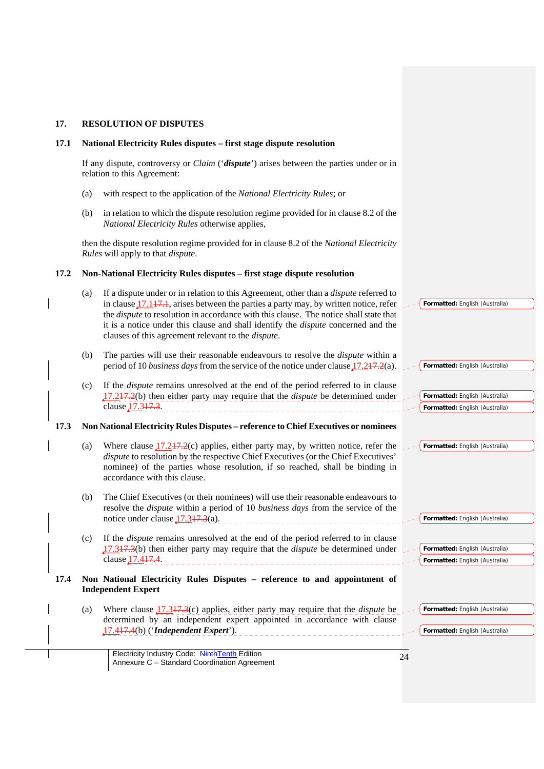## 17. RESOLUTION OF DISPUTES

### 17.1 National Electricity Rules disputes – first stage dispute resolution

If any dispute, controversy or *Claim* ('***dispute***') arises between the parties under or in relation to this Agreement:

(a) with respect to the application of the *National Electricity Rules*; or

(b) in relation to which the dispute resolution regime provided for in clause 8.2 of the *National Electricity Rules* otherwise applies,

then the dispute resolution regime provided for in clause 8.2 of the *National Electricity Rules* will apply to that *dispute*.

### 17.2 Non-National Electricity Rules disputes – first stage dispute resolution

(a) If a dispute under or in relation to this Agreement, other than a *dispute* referred to in clause 17.1, arises between the parties a party may, by written notice, refer the *dispute* to resolution in accordance with this clause. The notice shall state that it is a notice under this clause and shall identify the *dispute* concerned and the clauses of this agreement relevant to the *dispute*.

(b) The parties will use their reasonable endeavours to resolve the *dispute* within a period of 10 *business days* from the service of the notice under clause 17.2(a).

(c) If the *dispute* remains unresolved at the end of the period referred to in clause 17.2(b) then either party may require that the *dispute* be determined under clause 17.3.

### 17.3 Non National Electricity Rules Disputes – reference to Chief Executives or nominees

(a) Where clause 17.2(c) applies, either party may, by written notice, refer the *dispute* to resolution by the respective Chief Executives (or the Chief Executives' nominee) of the parties whose resolution, if so reached, shall be binding in accordance with this clause.

(b) The Chief Executives (or their nominees) will use their reasonable endeavours to resolve the *dispute* within a period of 10 *business days* from the service of the notice under clause 17.3(a).

(c) If the *dispute* remains unresolved at the end of the period referred to in clause 17.3(b) then either party may require that the *dispute* be determined under clause 17.4.

### 17.4 Non National Electricity Rules Disputes – reference to and appointment of Independent Expert

(a) Where clause 17.3(c) applies, either party may require that the *dispute* be determined by an independent expert appointed in accordance with clause 17.4(b) ('***Independent Expert***').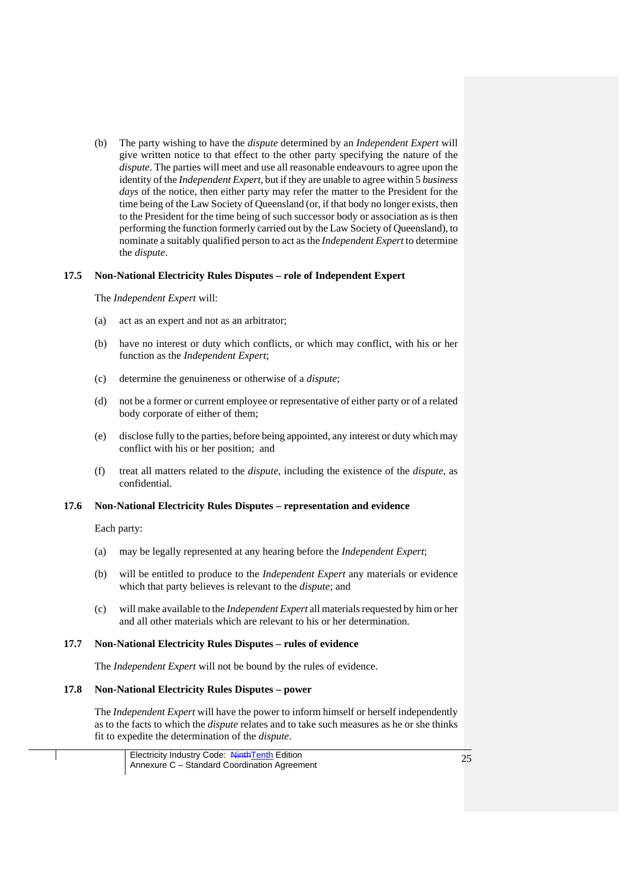(b) The party wishing to have the *dispute* determined by an *Independent Expert* will give written notice to that effect to the other party specifying the nature of the *dispute*. The parties will meet and use all reasonable endeavours to agree upon the identity of the *Independent Expert*, but if they are unable to agree within 5 *business days* of the notice, then either party may refer the matter to the President for the time being of the Law Society of Queensland (or, if that body no longer exists, then to the President for the time being of such successor body or association as is then performing the function formerly carried out by the Law Society of Queensland), to nominate a suitably qualified person to act as the *Independent Expert* to determine the *dispute*.

### 17.5 Non-National Electricity Rules Disputes – role of Independent Expert

The *Independent Expert* will:

(a) act as an expert and not as an arbitrator;

(b) have no interest or duty which conflicts, or which may conflict, with his or her function as the *Independent Expert*;

(c) determine the genuineness or otherwise of a *dispute*;

(d) not be a former or current employee or representative of either party or of a related body corporate of either of them;

(e) disclose fully to the parties, before being appointed, any interest or duty which may conflict with his or her position; and

(f) treat all matters related to the *dispute*, including the existence of the *dispute*, as confidential.

### 17.6 Non-National Electricity Rules Disputes – representation and evidence

Each party:

(a) may be legally represented at any hearing before the *Independent Expert*;

(b) will be entitled to produce to the *Independent Expert* any materials or evidence which that party believes is relevant to the *dispute*; and

(c) will make available to the *Independent Expert* all materials requested by him or her and all other materials which are relevant to his or her determination.

### 17.7 Non-National Electricity Rules Disputes – rules of evidence

The *Independent Expert* will not be bound by the rules of evidence.

### 17.8 Non-National Electricity Rules Disputes – power

The *Independent Expert* will have the power to inform himself or herself independently as to the facts to which the *dispute* relates and to take such measures as he or she thinks fit to expedite the determination of the *dispute*.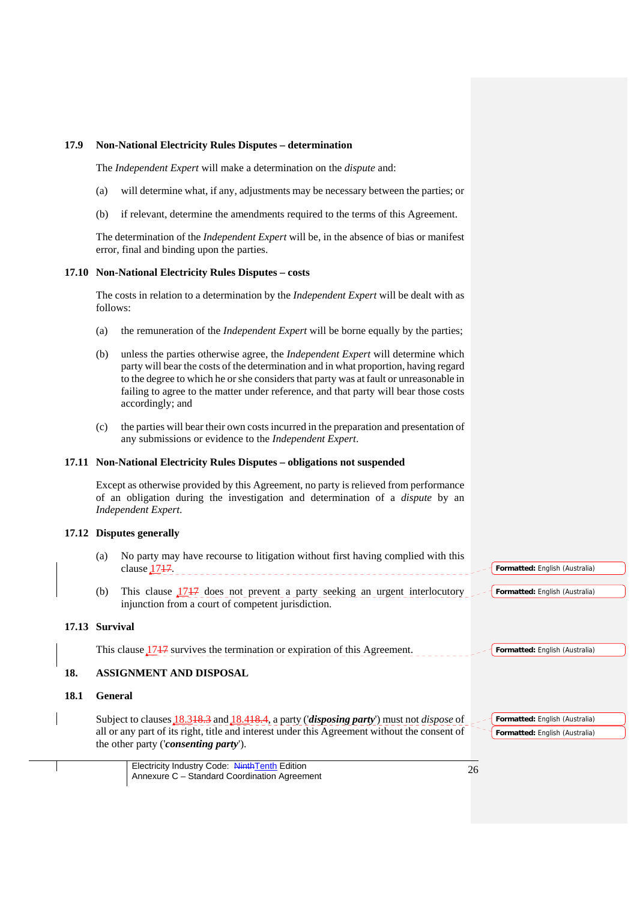### 17.9 Non-National Electricity Rules Disputes – determination

The *Independent Expert* will make a determination on the *dispute* and:

(a) will determine what, if any, adjustments may be necessary between the parties; or

(b) if relevant, determine the amendments required to the terms of this Agreement.

The determination of the *Independent Expert* will be, in the absence of bias or manifest error, final and binding upon the parties.

### 17.10 Non-National Electricity Rules Disputes – costs

The costs in relation to a determination by the *Independent Expert* will be dealt with as follows:

(a) the remuneration of the *Independent Expert* will be borne equally by the parties;

(b) unless the parties otherwise agree, the *Independent Expert* will determine which party will bear the costs of the determination and in what proportion, having regard to the degree to which he or she considers that party was at fault or unreasonable in failing to agree to the matter under reference, and that party will bear those costs accordingly; and

(c) the parties will bear their own costs incurred in the preparation and presentation of any submissions or evidence to the *Independent Expert*.

### 17.11 Non-National Electricity Rules Disputes – obligations not suspended

Except as otherwise provided by this Agreement, no party is relieved from performance of an obligation during the investigation and determination of a *dispute* by an *Independent Expert*.

### 17.12 Disputes generally

(a) No party may have recourse to litigation without first having complied with this clause 17~~17~~.

(b) This clause 17~~17~~ does not prevent a party seeking an urgent interlocutory injunction from a court of competent jurisdiction.

### 17.13 Survival

This clause 17~~17~~ survives the termination or expiration of this Agreement.

## 18. ASSIGNMENT AND DISPOSAL

### 18.1 General

Subject to clauses 18.3~~18.3~~ and 18.4~~18.4~~, a party ('***disposing party***') must not *dispose* of all or any part of its right, title and interest under this Agreement without the consent of the other party ('***consenting party***').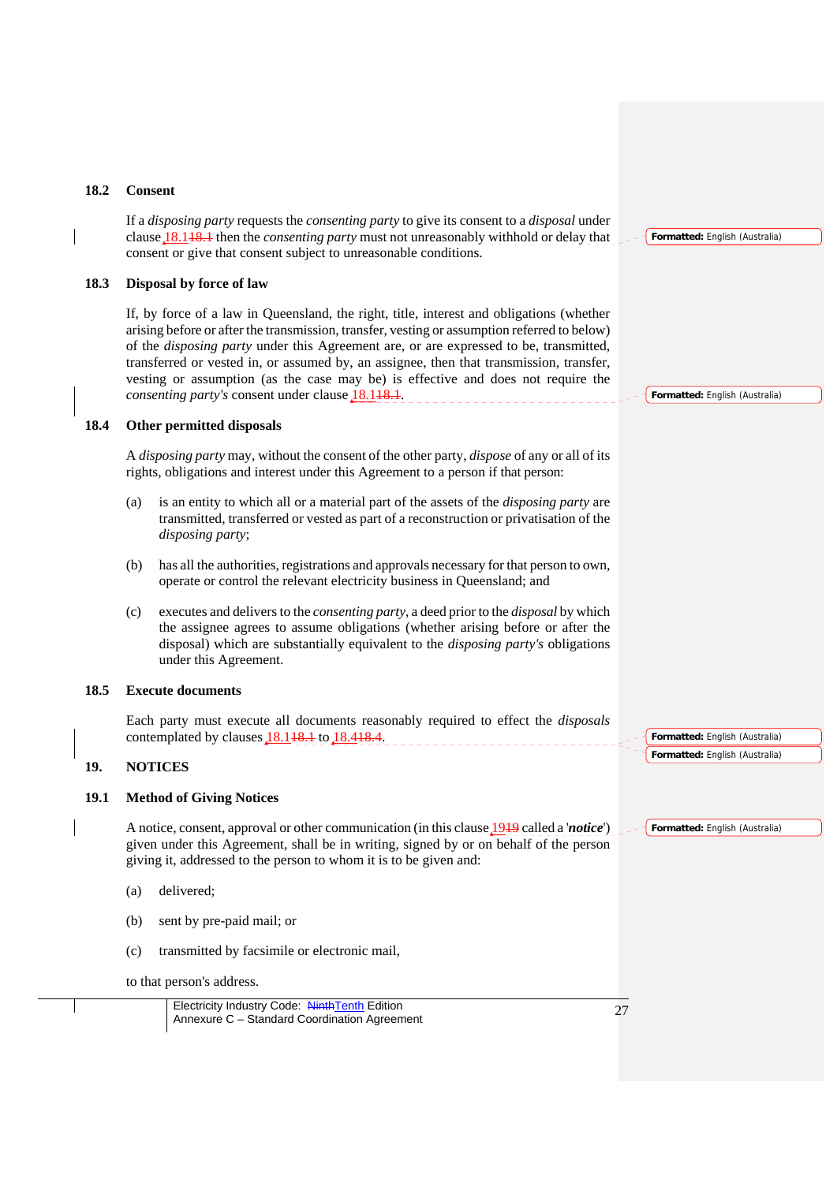## 18.2 Consent

If a *disposing party* requests the *consenting party* to give its consent to a *disposal* under clause 18.1 then the *consenting party* must not unreasonably withhold or delay that consent or give that consent subject to unreasonable conditions.

## 18.3 Disposal by force of law

If, by force of a law in Queensland, the right, title, interest and obligations (whether arising before or after the transmission, transfer, vesting or assumption referred to below) of the *disposing party* under this Agreement are, or are expressed to be, transmitted, transferred or vested in, or assumed by, an assignee, then that transmission, transfer, vesting or assumption (as the case may be) is effective and does not require the *consenting party's* consent under clause 18.1.

## 18.4 Other permitted disposals

A *disposing party* may, without the consent of the other party, *dispose* of any or all of its rights, obligations and interest under this Agreement to a person if that person:

(a) is an entity to which all or a material part of the assets of the *disposing party* are transmitted, transferred or vested as part of a reconstruction or privatisation of the *disposing party*;

(b) has all the authorities, registrations and approvals necessary for that person to own, operate or control the relevant electricity business in Queensland; and

(c) executes and delivers to the *consenting party*, a deed prior to the *disposal* by which the assignee agrees to assume obligations (whether arising before or after the disposal) which are substantially equivalent to the *disposing party's* obligations under this Agreement.

## 18.5 Execute documents

Each party must execute all documents reasonably required to effect the *disposals* contemplated by clauses 18.1 to 18.4.

# 19. NOTICES

## 19.1 Method of Giving Notices

A notice, consent, approval or other communication (in this clause 19 called a '***notice***') given under this Agreement, shall be in writing, signed by or on behalf of the person giving it, addressed to the person to whom it is to be given and:

(a) delivered;

(b) sent by pre-paid mail; or

(c) transmitted by facsimile or electronic mail,

to that person's address.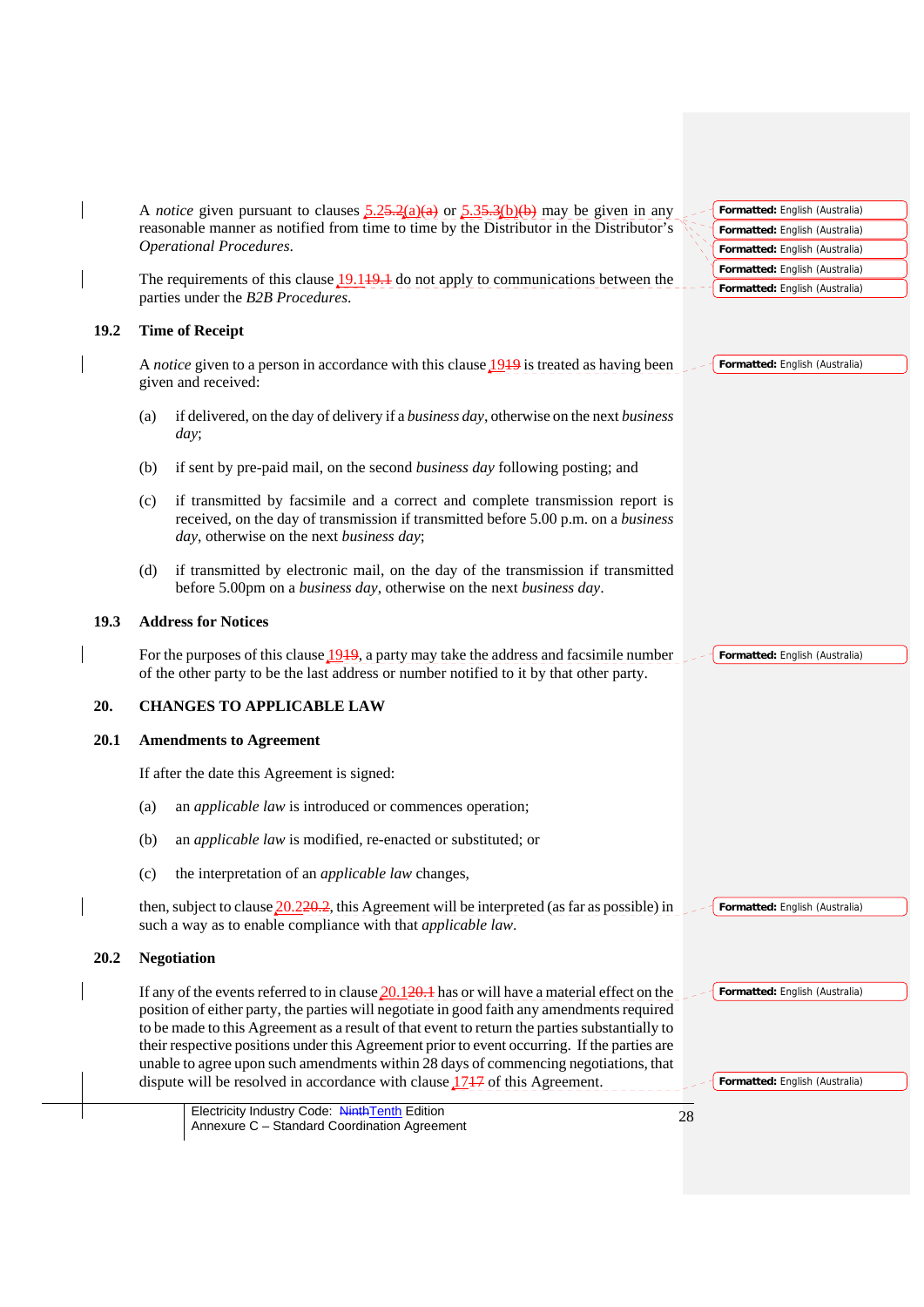A *notice* given pursuant to clauses 5.2(a) or 5.3(b) may be given in any reasonable manner as notified from time to time by the Distributor in the Distributor's *Operational Procedures*.

The requirements of this clause 19.1 do not apply to communications between the parties under the *B2B Procedures*.

## 19.2 Time of Receipt

A *notice* given to a person in accordance with this clause 19 is treated as having been given and received:

(a) if delivered, on the day of delivery if a *business day*, otherwise on the next *business day*;

(b) if sent by pre-paid mail, on the second *business day* following posting; and

(c) if transmitted by facsimile and a correct and complete transmission report is received, on the day of transmission if transmitted before 5.00 p.m. on a *business day*, otherwise on the next *business day*;

(d) if transmitted by electronic mail, on the day of the transmission if transmitted before 5.00pm on a *business day*, otherwise on the next *business day*.

## 19.3 Address for Notices

For the purposes of this clause 19, a party may take the address and facsimile number of the other party to be the last address or number notified to it by that other party.

# 20. CHANGES TO APPLICABLE LAW

## 20.1 Amendments to Agreement

If after the date this Agreement is signed:

(a) an *applicable law* is introduced or commences operation;

(b) an *applicable law* is modified, re-enacted or substituted; or

(c) the interpretation of an *applicable law* changes,

then, subject to clause 20.2, this Agreement will be interpreted (as far as possible) in such a way as to enable compliance with that *applicable law*.

## 20.2 Negotiation

If any of the events referred to in clause 20.1 has or will have a material effect on the position of either party, the parties will negotiate in good faith any amendments required to be made to this Agreement as a result of that event to return the parties substantially to their respective positions under this Agreement prior to event occurring. If the parties are unable to agree upon such amendments within 28 days of commencing negotiations, that dispute will be resolved in accordance with clause 17 of this Agreement.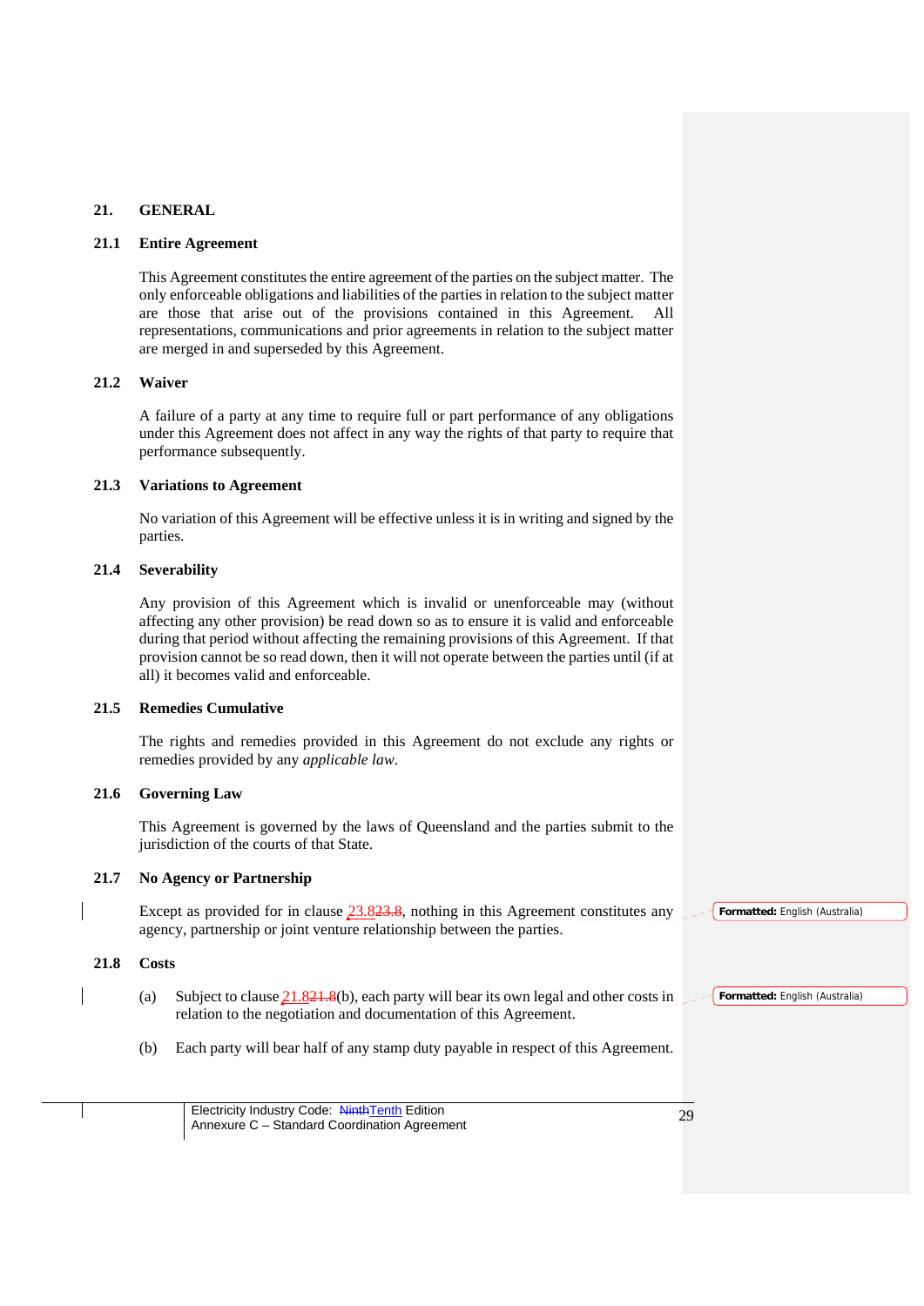## 21. GENERAL

### 21.1 Entire Agreement

This Agreement constitutes the entire agreement of the parties on the subject matter. The only enforceable obligations and liabilities of the parties in relation to the subject matter are those that arise out of the provisions contained in this Agreement. All representations, communications and prior agreements in relation to the subject matter are merged in and superseded by this Agreement.

### 21.2 Waiver

A failure of a party at any time to require full or part performance of any obligations under this Agreement does not affect in any way the rights of that party to require that performance subsequently.

### 21.3 Variations to Agreement

No variation of this Agreement will be effective unless it is in writing and signed by the parties.

### 21.4 Severability

Any provision of this Agreement which is invalid or unenforceable may (without affecting any other provision) be read down so as to ensure it is valid and enforceable during that period without affecting the remaining provisions of this Agreement. If that provision cannot be so read down, then it will not operate between the parties until (if at all) it becomes valid and enforceable.

### 21.5 Remedies Cumulative

The rights and remedies provided in this Agreement do not exclude any rights or remedies provided by any *applicable law*.

### 21.6 Governing Law

This Agreement is governed by the laws of Queensland and the parties submit to the jurisdiction of the courts of that State.

### 21.7 No Agency or Partnership

Except as provided for in clause 23.8, nothing in this Agreement constitutes any agency, partnership or joint venture relationship between the parties.

### 21.8 Costs

(a) Subject to clause 21.8(b), each party will bear its own legal and other costs in relation to the negotiation and documentation of this Agreement.

(b) Each party will bear half of any stamp duty payable in respect of this Agreement.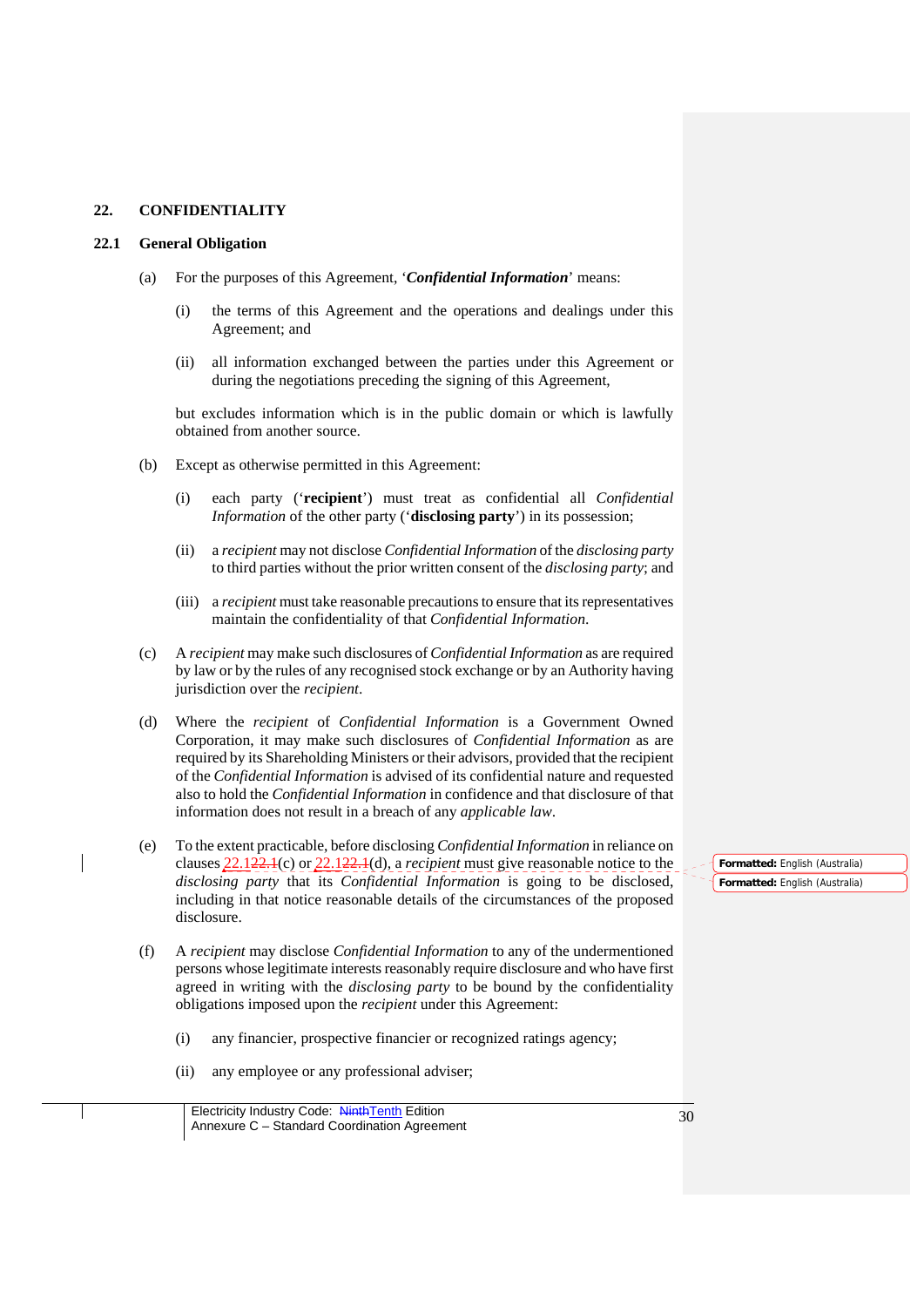## 22. CONFIDENTIALITY

### 22.1 General Obligation

(a) For the purposes of this Agreement, '***Confidential Information***' means:

(i) the terms of this Agreement and the operations and dealings under this Agreement; and

(ii) all information exchanged between the parties under this Agreement or during the negotiations preceding the signing of this Agreement,

but excludes information which is in the public domain or which is lawfully obtained from another source.

(b) Except as otherwise permitted in this Agreement:

(i) each party ('**recipient**') must treat as confidential all *Confidential Information* of the other party ('**disclosing party**') in its possession;

(ii) a *recipient* may not disclose *Confidential Information* of the *disclosing party* to third parties without the prior written consent of the *disclosing party*; and

(iii) a *recipient* must take reasonable precautions to ensure that its representatives maintain the confidentiality of that *Confidential Information*.

(c) A *recipient* may make such disclosures of *Confidential Information* as are required by law or by the rules of any recognised stock exchange or by an Authority having jurisdiction over the *recipient*.

(d) Where the *recipient* of *Confidential Information* is a Government Owned Corporation, it may make such disclosures of *Confidential Information* as are required by its Shareholding Ministers or their advisors, provided that the recipient of the *Confidential Information* is advised of its confidential nature and requested also to hold the *Confidential Information* in confidence and that disclosure of that information does not result in a breach of any *applicable law*.

(e) To the extent practicable, before disclosing *Confidential Information* in reliance on clauses 22.1(c) or 22.1(d), a *recipient* must give reasonable notice to the *disclosing party* that its *Confidential Information* is going to be disclosed, including in that notice reasonable details of the circumstances of the proposed disclosure.

(f) A *recipient* may disclose *Confidential Information* to any of the undermentioned persons whose legitimate interests reasonably require disclosure and who have first agreed in writing with the *disclosing party* to be bound by the confidentiality obligations imposed upon the *recipient* under this Agreement:

(i) any financier, prospective financier or recognized ratings agency;

(ii) any employee or any professional adviser;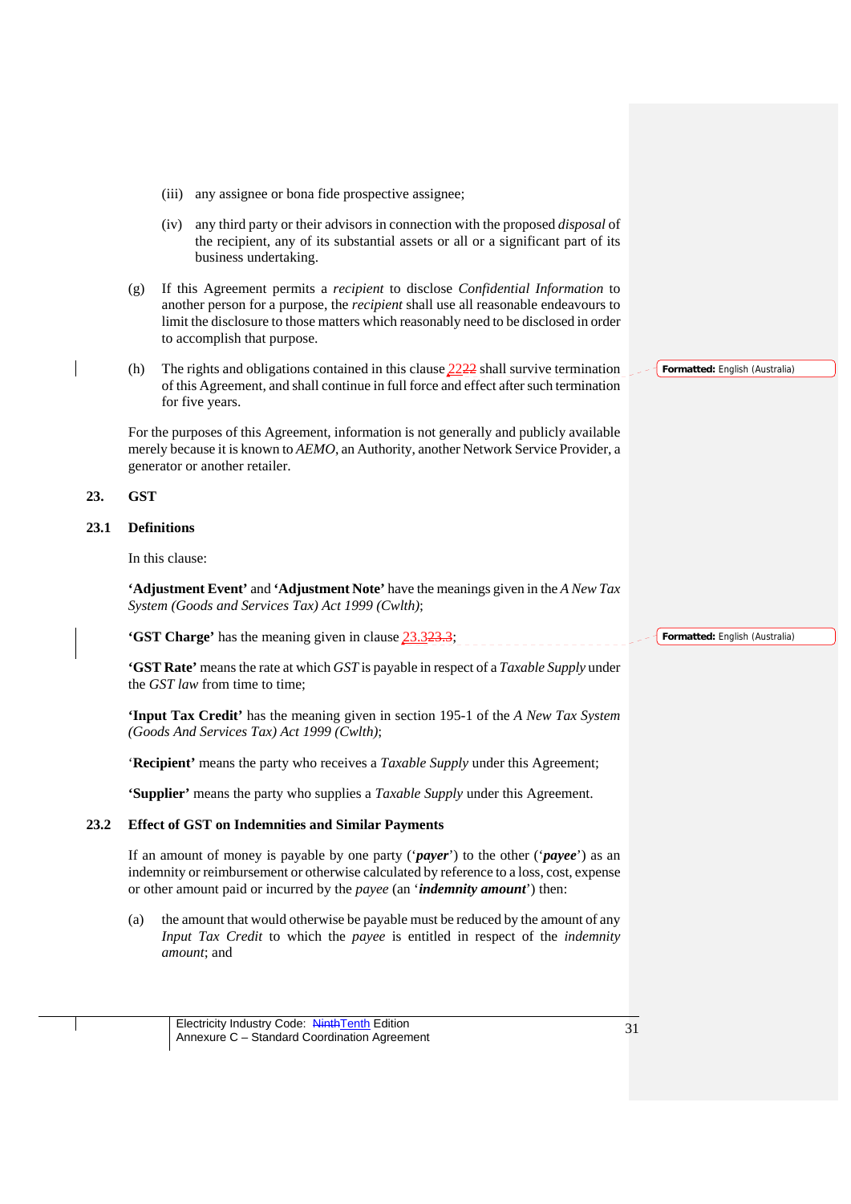(iii) any assignee or bona fide prospective assignee;

(iv) any third party or their advisors in connection with the proposed *disposal* of the recipient, any of its substantial assets or all or a significant part of its business undertaking.

(g) If this Agreement permits a *recipient* to disclose *Confidential Information* to another person for a purpose, the *recipient* shall use all reasonable endeavours to limit the disclosure to those matters which reasonably need to be disclosed in order to accomplish that purpose.

(h) The rights and obligations contained in this clause 22 shall survive termination of this Agreement, and shall continue in full force and effect after such termination for five years.

For the purposes of this Agreement, information is not generally and publicly available merely because it is known to *AEMO*, an Authority, another Network Service Provider, a generator or another retailer.

## 23. GST

### 23.1 Definitions

In this clause:

**'Adjustment Event'** and **'Adjustment Note'** have the meanings given in the *A New Tax System (Goods and Services Tax) Act 1999 (Cwlth)*;

**'GST Charge'** has the meaning given in clause 23.3;

**'GST Rate'** means the rate at which *GST* is payable in respect of a *Taxable Supply* under the *GST law* from time to time;

**'Input Tax Credit'** has the meaning given in section 195-1 of the *A New Tax System (Goods And Services Tax) Act 1999 (Cwlth)*;

'**Recipient'** means the party who receives a *Taxable Supply* under this Agreement;

**'Supplier'** means the party who supplies a *Taxable Supply* under this Agreement.

### 23.2 Effect of GST on Indemnities and Similar Payments

If an amount of money is payable by one party ('***payer***') to the other ('***payee***') as an indemnity or reimbursement or otherwise calculated by reference to a loss, cost, expense or other amount paid or incurred by the *payee* (an '***indemnity amount***') then:

(a) the amount that would otherwise be payable must be reduced by the amount of any *Input Tax Credit* to which the *payee* is entitled in respect of the *indemnity amount*; and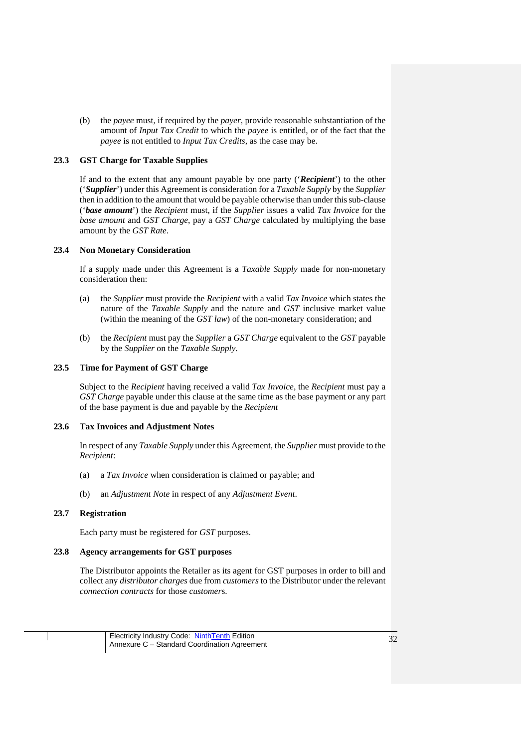(b) the *payee* must, if required by the *payer*, provide reasonable substantiation of the amount of *Input Tax Credit* to which the *payee* is entitled, or of the fact that the *payee* is not entitled to *Input Tax Credits*, as the case may be.

### 23.3 GST Charge for Taxable Supplies

If and to the extent that any amount payable by one party ('***Recipient***') to the other ('***Supplier***') under this Agreement is consideration for a *Taxable Supply* by the *Supplier* then in addition to the amount that would be payable otherwise than under this sub-clause ('***base amount***') the *Recipient* must, if the *Supplier* issues a valid *Tax Invoice* for the *base amount* and *GST Charge*, pay a *GST Charge* calculated by multiplying the base amount by the *GST Rate*.

### 23.4 Non Monetary Consideration

If a supply made under this Agreement is a *Taxable Supply* made for non-monetary consideration then:

(a) the *Supplier* must provide the *Recipient* with a valid *Tax Invoice* which states the nature of the *Taxable Supply* and the nature and *GST* inclusive market value (within the meaning of the *GST law*) of the non-monetary consideration; and

(b) the *Recipient* must pay the *Supplier* a *GST Charge* equivalent to the *GST* payable by the *Supplier* on the *Taxable Supply*.

### 23.5 Time for Payment of GST Charge

Subject to the *Recipient* having received a valid *Tax Invoice*, the *Recipient* must pay a *GST Charge* payable under this clause at the same time as the base payment or any part of the base payment is due and payable by the *Recipient*

### 23.6 Tax Invoices and Adjustment Notes

In respect of any *Taxable Supply* under this Agreement, the *Supplier* must provide to the *Recipient*:

(a) a *Tax Invoice* when consideration is claimed or payable; and

(b) an *Adjustment Note* in respect of any *Adjustment Event*.

### 23.7 Registration

Each party must be registered for *GST* purposes.

### 23.8 Agency arrangements for GST purposes

The Distributor appoints the Retailer as its agent for GST purposes in order to bill and collect any *distributor charges* due from *customers* to the Distributor under the relevant *connection contracts* for those *customers.*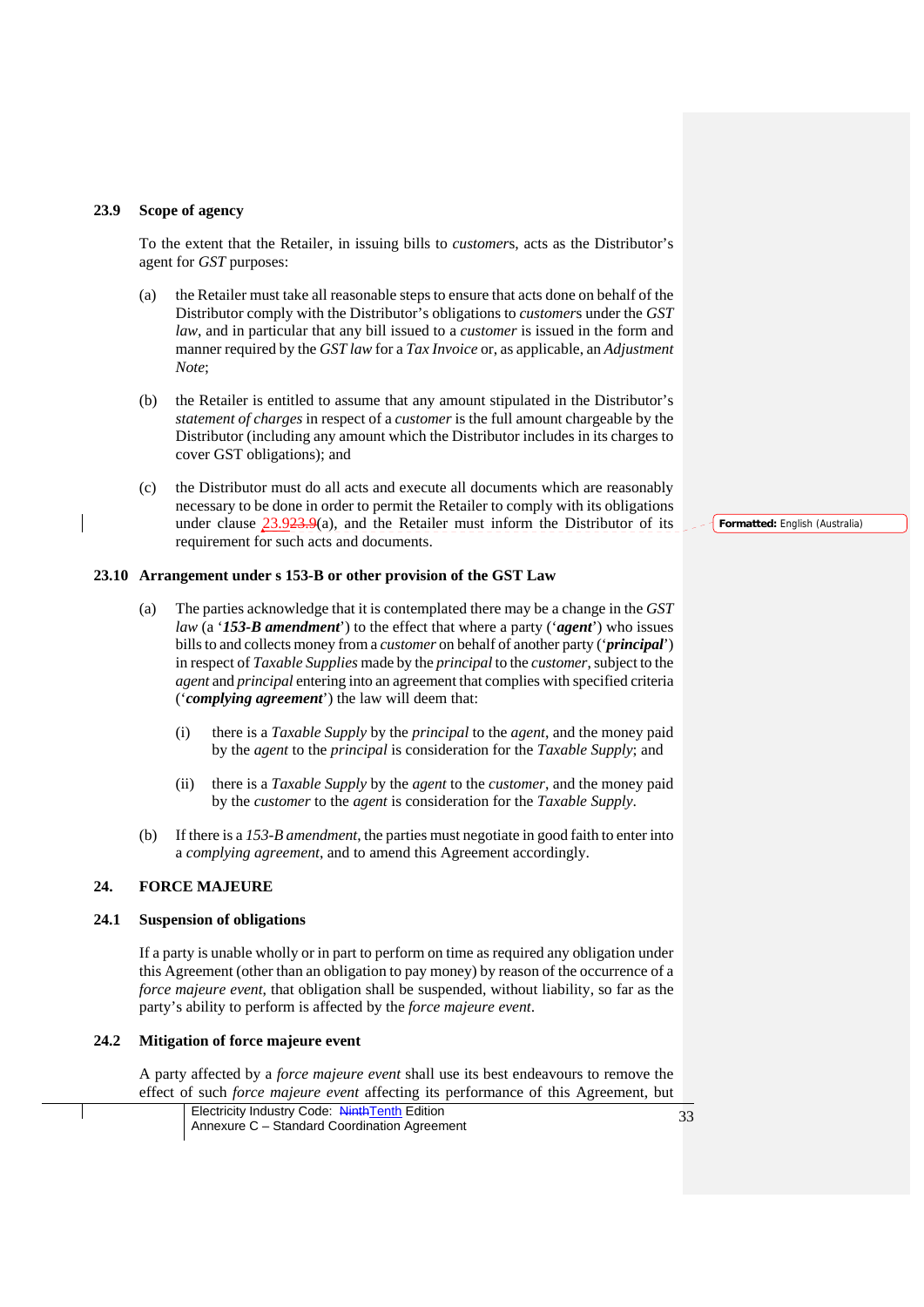### 23.9 Scope of agency

To the extent that the Retailer, in issuing bills to *customers*, acts as the Distributor's agent for *GST* purposes:

(a) the Retailer must take all reasonable steps to ensure that acts done on behalf of the Distributor comply with the Distributor's obligations to *customers* under the *GST law*, and in particular that any bill issued to a *customer* is issued in the form and manner required by the *GST law* for a *Tax Invoice* or, as applicable, an *Adjustment Note*;

(b) the Retailer is entitled to assume that any amount stipulated in the Distributor's *statement of charges* in respect of a *customer* is the full amount chargeable by the Distributor (including any amount which the Distributor includes in its charges to cover GST obligations); and

(c) the Distributor must do all acts and execute all documents which are reasonably necessary to be done in order to permit the Retailer to comply with its obligations under clause 23.9(a), and the Retailer must inform the Distributor of its requirement for such acts and documents.

### 23.10 Arrangement under s 153-B or other provision of the GST Law

(a) The parties acknowledge that it is contemplated there may be a change in the *GST law* (a '***153-B amendment***') to the effect that where a party ('***agent***') who issues bills to and collects money from a *customer* on behalf of another party ('***principal***') in respect of *Taxable Supplies* made by the *principal* to the *customer*, subject to the *agent* and *principal* entering into an agreement that complies with specified criteria ('***complying agreement***') the law will deem that:

   (i) there is a *Taxable Supply* by the *principal* to the *agent*, and the money paid by the *agent* to the *principal* is consideration for the *Taxable Supply*; and

   (ii) there is a *Taxable Supply* by the *agent* to the *customer*, and the money paid by the *customer* to the *agent* is consideration for the *Taxable Supply*.

(b) If there is a *153-B amendment*, the parties must negotiate in good faith to enter into a *complying agreement*, and to amend this Agreement accordingly.

## 24. FORCE MAJEURE

### 24.1 Suspension of obligations

If a party is unable wholly or in part to perform on time as required any obligation under this Agreement (other than an obligation to pay money) by reason of the occurrence of a *force majeure event*, that obligation shall be suspended, without liability, so far as the party's ability to perform is affected by the *force majeure event*.

### 24.2 Mitigation of force majeure event

A party affected by a *force majeure event* shall use its best endeavours to remove the effect of such *force majeure event* affecting its performance of this Agreement, but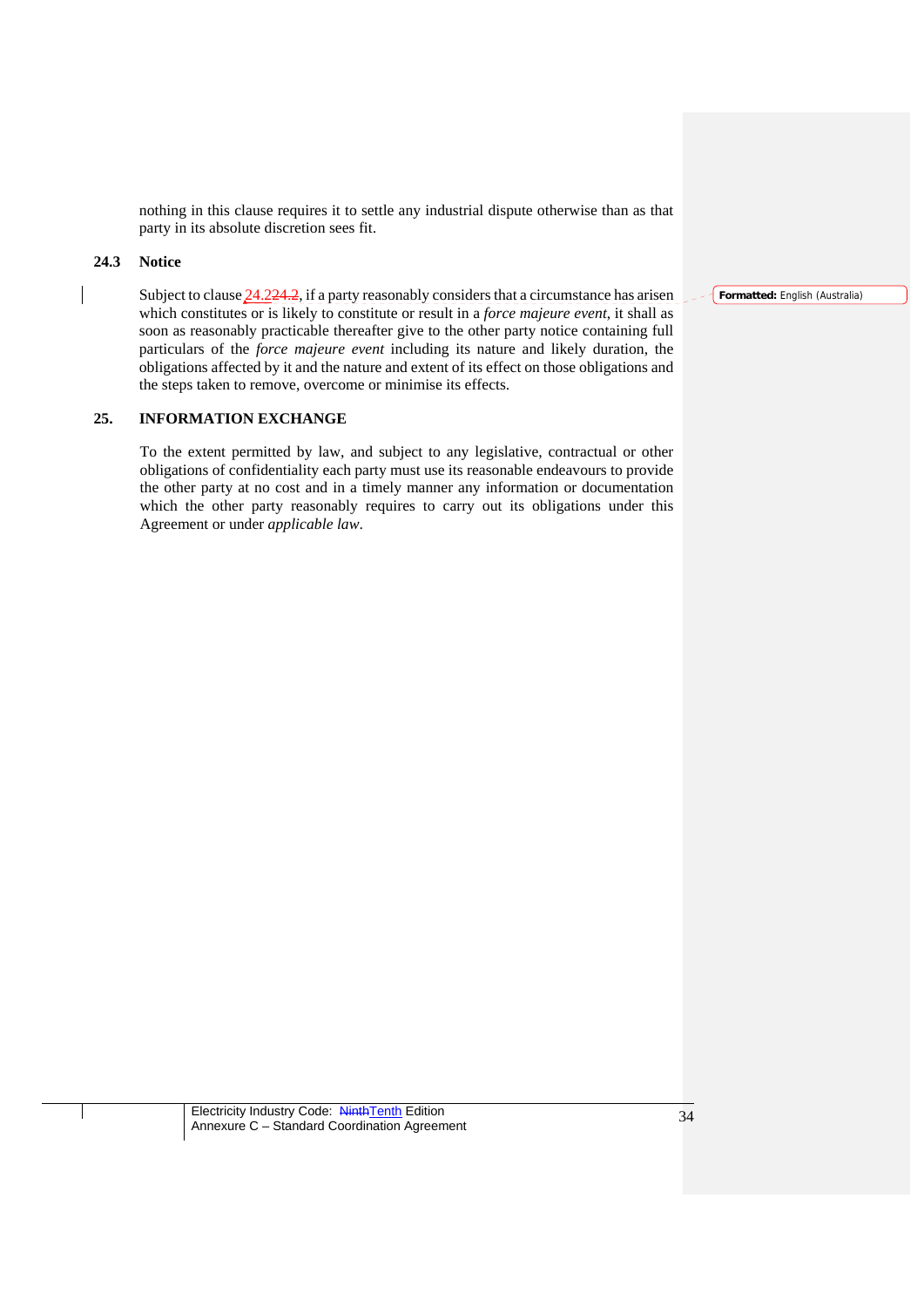nothing in this clause requires it to settle any industrial dispute otherwise than as that party in its absolute discretion sees fit.

### 24.3 Notice

Subject to clause 24.2, if a party reasonably considers that a circumstance has arisen which constitutes or is likely to constitute or result in a *force majeure event*, it shall as soon as reasonably practicable thereafter give to the other party notice containing full particulars of the *force majeure event* including its nature and likely duration, the obligations affected by it and the nature and extent of its effect on those obligations and the steps taken to remove, overcome or minimise its effects.

## 25. INFORMATION EXCHANGE

To the extent permitted by law, and subject to any legislative, contractual or other obligations of confidentiality each party must use its reasonable endeavours to provide the other party at no cost and in a timely manner any information or documentation which the other party reasonably requires to carry out its obligations under this Agreement or under *applicable law*.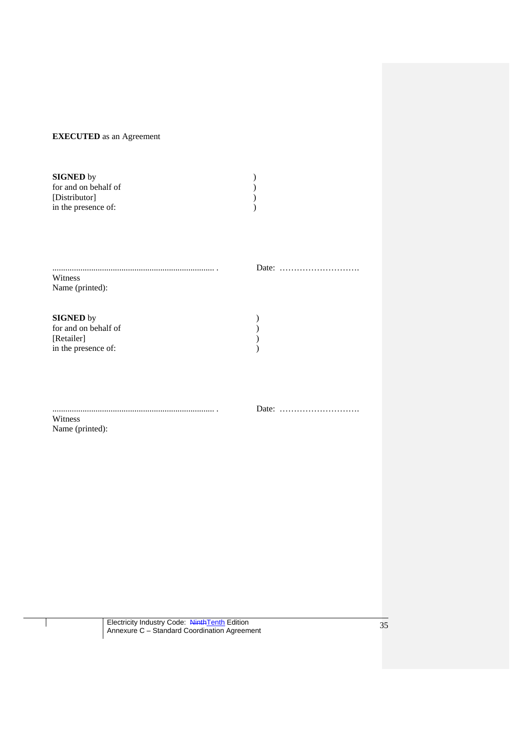**EXECUTED** as an Agreement

**SIGNED** by )
for and on behalf of )
[Distributor] )
in the presence of: )

.......................................................................... . Date: ……………………….

Witness
Name (printed):

**SIGNED** by )
for and on behalf of )
[Retailer] )
in the presence of: )

.......................................................................... . Date: ……………………….

Witness
Name (printed):